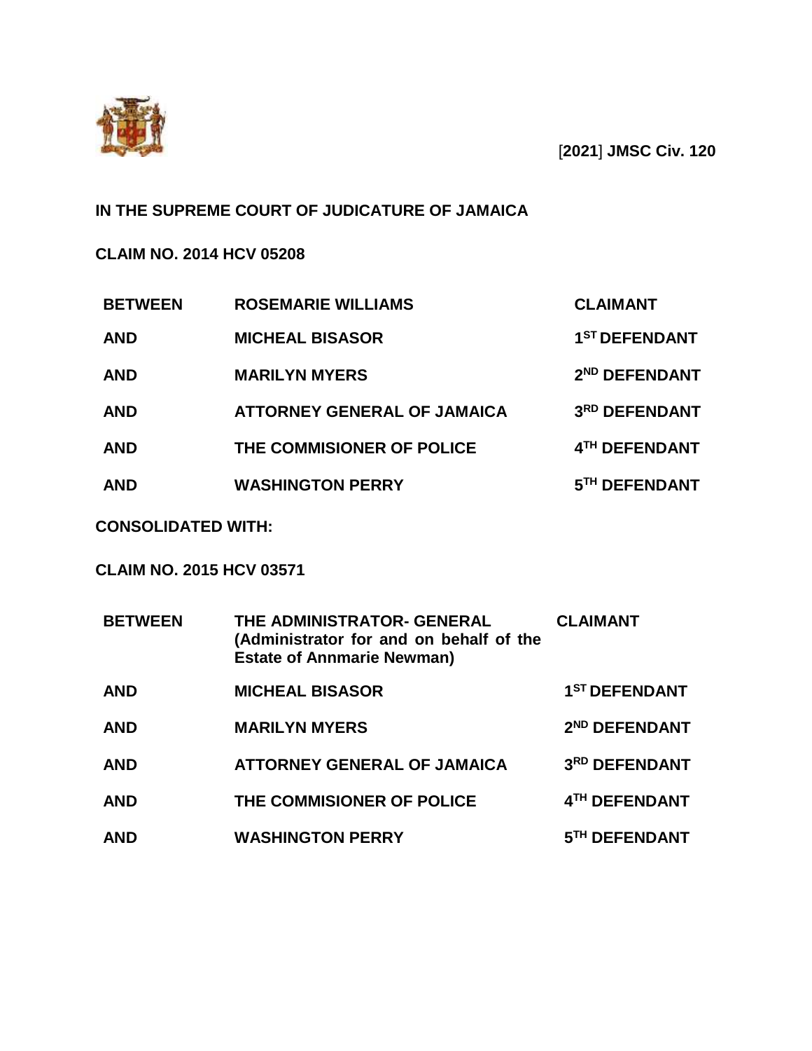[2021] JMSC Civ. 120

**IN THE SUPREME COURT OF JUDICATURE OF JAMAICA**

**CLAIM NO. 2014 HCV 05208**

| | | |
|---|---|---|
| **BETWEEN** | **ROSEMARIE WILLIAMS** | **CLAIMANT** |
| **AND** | **MICHEAL BISASOR** | **1ST DEFENDANT** |
| **AND** | **MARILYN MYERS** | **2ND DEFENDANT** |
| **AND** | **ATTORNEY GENERAL OF JAMAICA** | **3RD DEFENDANT** |
| **AND** | **THE COMMISIONER OF POLICE** | **4TH DEFENDANT** |
| **AND** | **WASHINGTON PERRY** | **5TH DEFENDANT** |

**CONSOLIDATED WITH:**

**CLAIM NO. 2015 HCV 03571**

| | | |
|---|---|---|
| **BETWEEN** | **THE ADMINISTRATOR- GENERAL (Administrator for and on behalf of the Estate of Annmarie Newman)** | **CLAIMANT** |
| **AND** | **MICHEAL BISASOR** | **1ST DEFENDANT** |
| **AND** | **MARILYN MYERS** | **2ND DEFENDANT** |
| **AND** | **ATTORNEY GENERAL OF JAMAICA** | **3RD DEFENDANT** |
| **AND** | **THE COMMISIONER OF POLICE** | **4TH DEFENDANT** |
| **AND** | **WASHINGTON PERRY** | **5TH DEFENDANT** |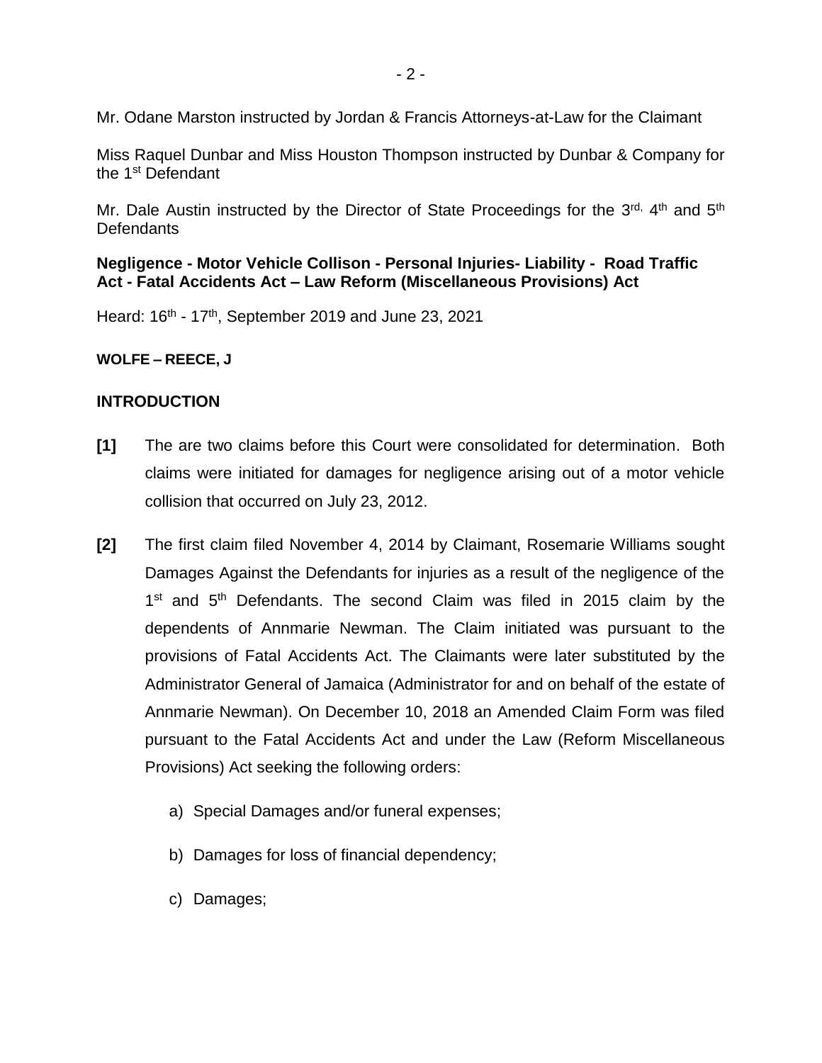Mr. Odane Marston instructed by Jordan & Francis Attorneys-at-Law for the Claimant

Miss Raquel Dunbar and Miss Houston Thompson instructed by Dunbar & Company for the 1st Defendant

Mr. Dale Austin instructed by the Director of State Proceedings for the 3rd, 4th and 5th Defendants

**Negligence - Motor Vehicle Collison - Personal Injuries- Liability - Road Traffic Act - Fatal Accidents Act – Law Reform (Miscellaneous Provisions) Act**

Heard: 16th - 17th, September 2019 and June 23, 2021

**WOLFE – REECE, J**

## INTRODUCTION

**[1]** The are two claims before this Court were consolidated for determination. Both claims were initiated for damages for negligence arising out of a motor vehicle collision that occurred on July 23, 2012.

**[2]** The first claim filed November 4, 2014 by Claimant, Rosemarie Williams sought Damages Against the Defendants for injuries as a result of the negligence of the 1st and 5th Defendants. The second Claim was filed in 2015 claim by the dependents of Annmarie Newman. The Claim initiated was pursuant to the provisions of Fatal Accidents Act. The Claimants were later substituted by the Administrator General of Jamaica (Administrator for and on behalf of the estate of Annmarie Newman). On December 10, 2018 an Amended Claim Form was filed pursuant to the Fatal Accidents Act and under the Law (Reform Miscellaneous Provisions) Act seeking the following orders:

a) Special Damages and/or funeral expenses;

b) Damages for loss of financial dependency;

c) Damages;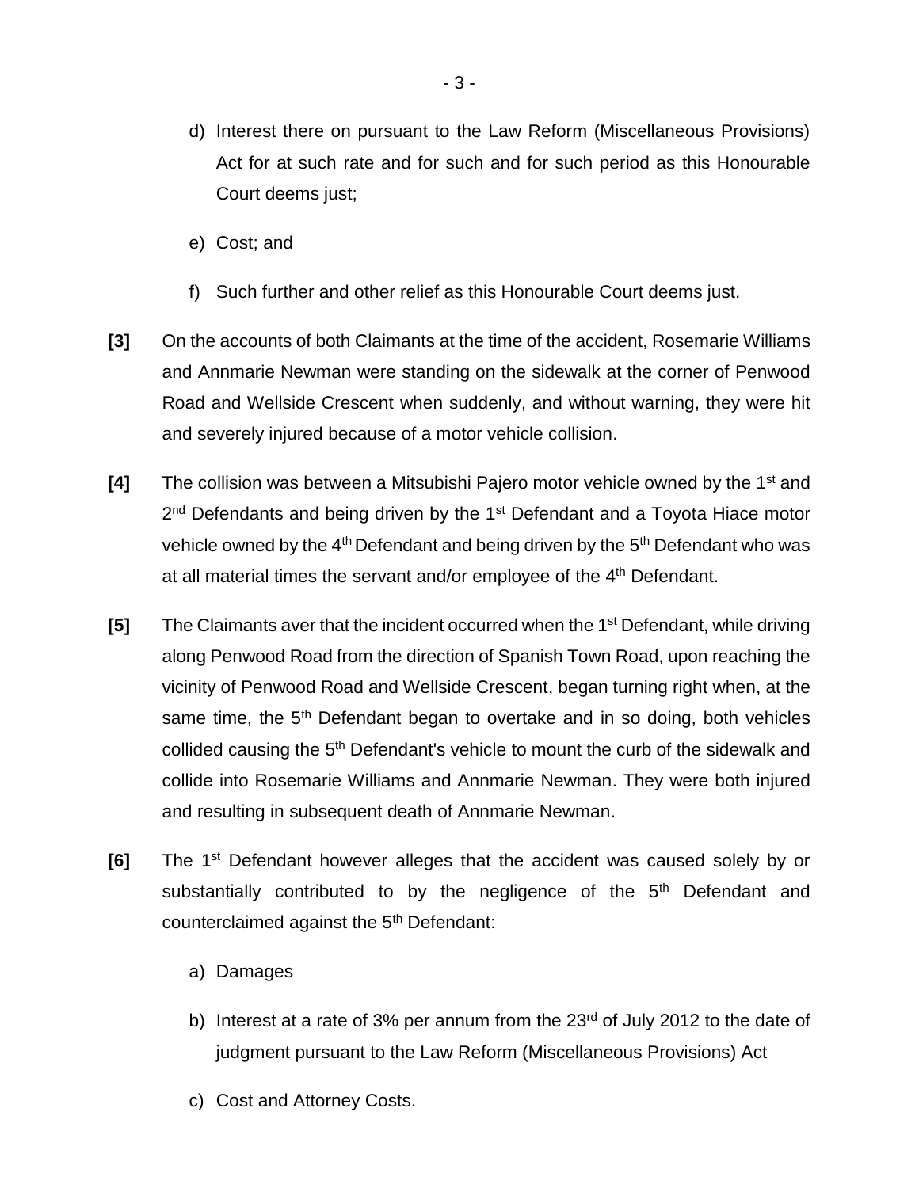d) Interest there on pursuant to the Law Reform (Miscellaneous Provisions) Act for at such rate and for such and for such period as this Honourable Court deems just;

e) Cost; and

f) Such further and other relief as this Honourable Court deems just.

**[3]** On the accounts of both Claimants at the time of the accident, Rosemarie Williams and Annmarie Newman were standing on the sidewalk at the corner of Penwood Road and Wellside Crescent when suddenly, and without warning, they were hit and severely injured because of a motor vehicle collision.

**[4]** The collision was between a Mitsubishi Pajero motor vehicle owned by the 1st and 2nd Defendants and being driven by the 1st Defendant and a Toyota Hiace motor vehicle owned by the 4th Defendant and being driven by the 5th Defendant who was at all material times the servant and/or employee of the 4th Defendant.

**[5]** The Claimants aver that the incident occurred when the 1st Defendant, while driving along Penwood Road from the direction of Spanish Town Road, upon reaching the vicinity of Penwood Road and Wellside Crescent, began turning right when, at the same time, the 5th Defendant began to overtake and in so doing, both vehicles collided causing the 5th Defendant's vehicle to mount the curb of the sidewalk and collide into Rosemarie Williams and Annmarie Newman. They were both injured and resulting in subsequent death of Annmarie Newman.

**[6]** The 1st Defendant however alleges that the accident was caused solely by or substantially contributed to by the negligence of the 5th Defendant and counterclaimed against the 5th Defendant:

a) Damages

b) Interest at a rate of 3% per annum from the 23rd of July 2012 to the date of judgment pursuant to the Law Reform (Miscellaneous Provisions) Act

c) Cost and Attorney Costs.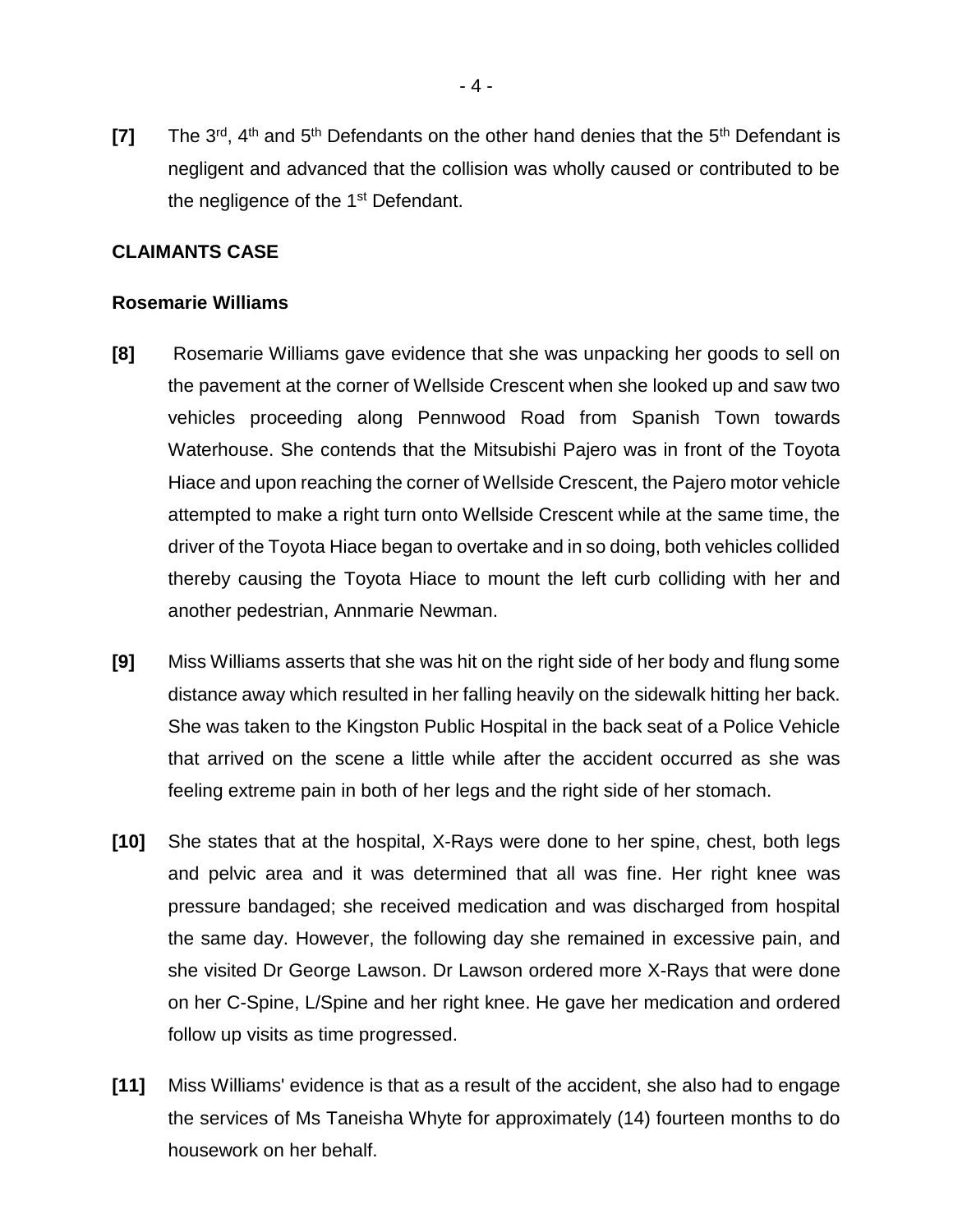**[7]** The 3rd, 4th and 5th Defendants on the other hand denies that the 5th Defendant is negligent and advanced that the collision was wholly caused or contributed to be the negligence of the 1st Defendant.

**CLAIMANTS CASE**

**Rosemarie Williams**

**[8]** Rosemarie Williams gave evidence that she was unpacking her goods to sell on the pavement at the corner of Wellside Crescent when she looked up and saw two vehicles proceeding along Pennwood Road from Spanish Town towards Waterhouse. She contends that the Mitsubishi Pajero was in front of the Toyota Hiace and upon reaching the corner of Wellside Crescent, the Pajero motor vehicle attempted to make a right turn onto Wellside Crescent while at the same time, the driver of the Toyota Hiace began to overtake and in so doing, both vehicles collided thereby causing the Toyota Hiace to mount the left curb colliding with her and another pedestrian, Annmarie Newman.

**[9]** Miss Williams asserts that she was hit on the right side of her body and flung some distance away which resulted in her falling heavily on the sidewalk hitting her back. She was taken to the Kingston Public Hospital in the back seat of a Police Vehicle that arrived on the scene a little while after the accident occurred as she was feeling extreme pain in both of her legs and the right side of her stomach.

**[10]** She states that at the hospital, X-Rays were done to her spine, chest, both legs and pelvic area and it was determined that all was fine. Her right knee was pressure bandaged; she received medication and was discharged from hospital the same day. However, the following day she remained in excessive pain, and she visited Dr George Lawson. Dr Lawson ordered more X-Rays that were done on her C-Spine, L/Spine and her right knee. He gave her medication and ordered follow up visits as time progressed.

**[11]** Miss Williams' evidence is that as a result of the accident, she also had to engage the services of Ms Taneisha Whyte for approximately (14) fourteen months to do housework on her behalf.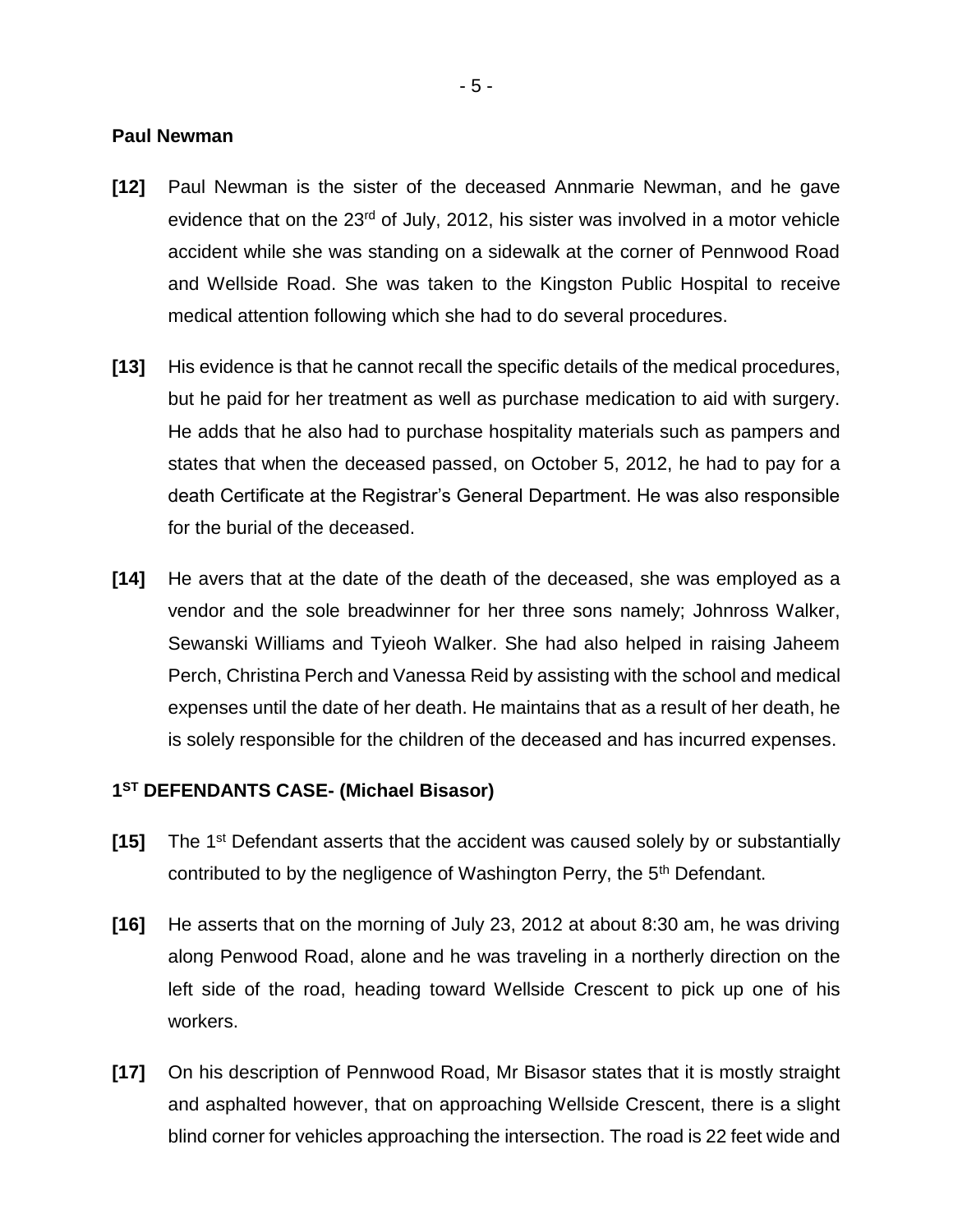**Paul Newman**

**[12]** Paul Newman is the sister of the deceased Annmarie Newman, and he gave evidence that on the 23rd of July, 2012, his sister was involved in a motor vehicle accident while she was standing on a sidewalk at the corner of Pennwood Road and Wellside Road. She was taken to the Kingston Public Hospital to receive medical attention following which she had to do several procedures.

**[13]** His evidence is that he cannot recall the specific details of the medical procedures, but he paid for her treatment as well as purchase medication to aid with surgery. He adds that he also had to purchase hospitality materials such as pampers and states that when the deceased passed, on October 5, 2012, he had to pay for a death Certificate at the Registrar's General Department. He was also responsible for the burial of the deceased.

**[14]** He avers that at the date of the death of the deceased, she was employed as a vendor and the sole breadwinner for her three sons namely; Johnross Walker, Sewanski Williams and Tyieoh Walker. She had also helped in raising Jaheem Perch, Christina Perch and Vanessa Reid by assisting with the school and medical expenses until the date of her death. He maintains that as a result of her death, he is solely responsible for the children of the deceased and has incurred expenses.

**1ST DEFENDANTS CASE- (Michael Bisasor)**

**[15]** The 1st Defendant asserts that the accident was caused solely by or substantially contributed to by the negligence of Washington Perry, the 5th Defendant.

**[16]** He asserts that on the morning of July 23, 2012 at about 8:30 am, he was driving along Penwood Road, alone and he was traveling in a northerly direction on the left side of the road, heading toward Wellside Crescent to pick up one of his workers.

**[17]** On his description of Pennwood Road, Mr Bisasor states that it is mostly straight and asphalted however, that on approaching Wellside Crescent, there is a slight blind corner for vehicles approaching the intersection. The road is 22 feet wide and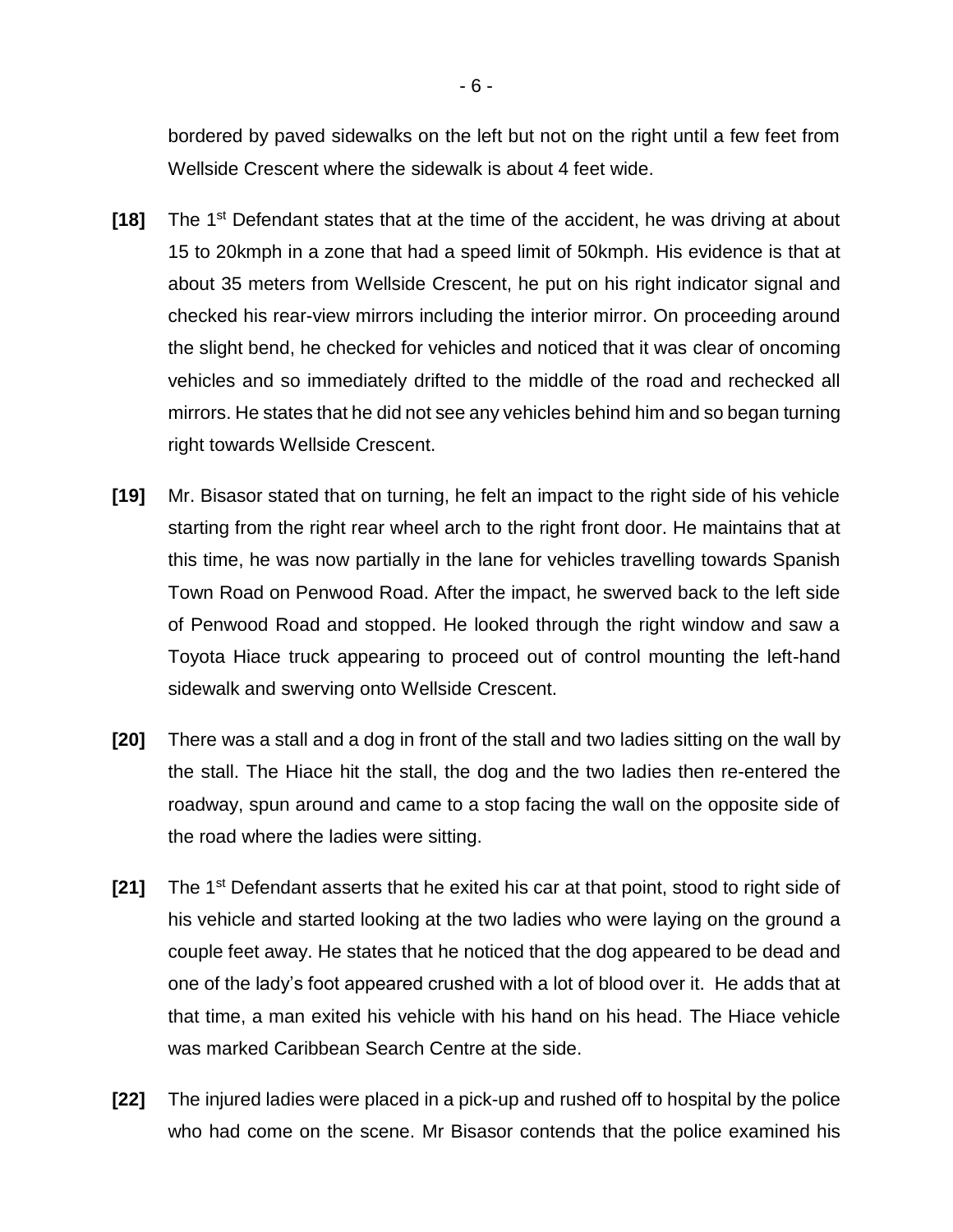bordered by paved sidewalks on the left but not on the right until a few feet from Wellside Crescent where the sidewalk is about 4 feet wide.

**[18]** The 1st Defendant states that at the time of the accident, he was driving at about 15 to 20kmph in a zone that had a speed limit of 50kmph. His evidence is that at about 35 meters from Wellside Crescent, he put on his right indicator signal and checked his rear-view mirrors including the interior mirror. On proceeding around the slight bend, he checked for vehicles and noticed that it was clear of oncoming vehicles and so immediately drifted to the middle of the road and rechecked all mirrors. He states that he did not see any vehicles behind him and so began turning right towards Wellside Crescent.

**[19]** Mr. Bisasor stated that on turning, he felt an impact to the right side of his vehicle starting from the right rear wheel arch to the right front door. He maintains that at this time, he was now partially in the lane for vehicles travelling towards Spanish Town Road on Penwood Road. After the impact, he swerved back to the left side of Penwood Road and stopped. He looked through the right window and saw a Toyota Hiace truck appearing to proceed out of control mounting the left-hand sidewalk and swerving onto Wellside Crescent.

**[20]** There was a stall and a dog in front of the stall and two ladies sitting on the wall by the stall. The Hiace hit the stall, the dog and the two ladies then re-entered the roadway, spun around and came to a stop facing the wall on the opposite side of the road where the ladies were sitting.

**[21]** The 1st Defendant asserts that he exited his car at that point, stood to right side of his vehicle and started looking at the two ladies who were laying on the ground a couple feet away. He states that he noticed that the dog appeared to be dead and one of the lady's foot appeared crushed with a lot of blood over it. He adds that at that time, a man exited his vehicle with his hand on his head. The Hiace vehicle was marked Caribbean Search Centre at the side.

**[22]** The injured ladies were placed in a pick-up and rushed off to hospital by the police who had come on the scene. Mr Bisasor contends that the police examined his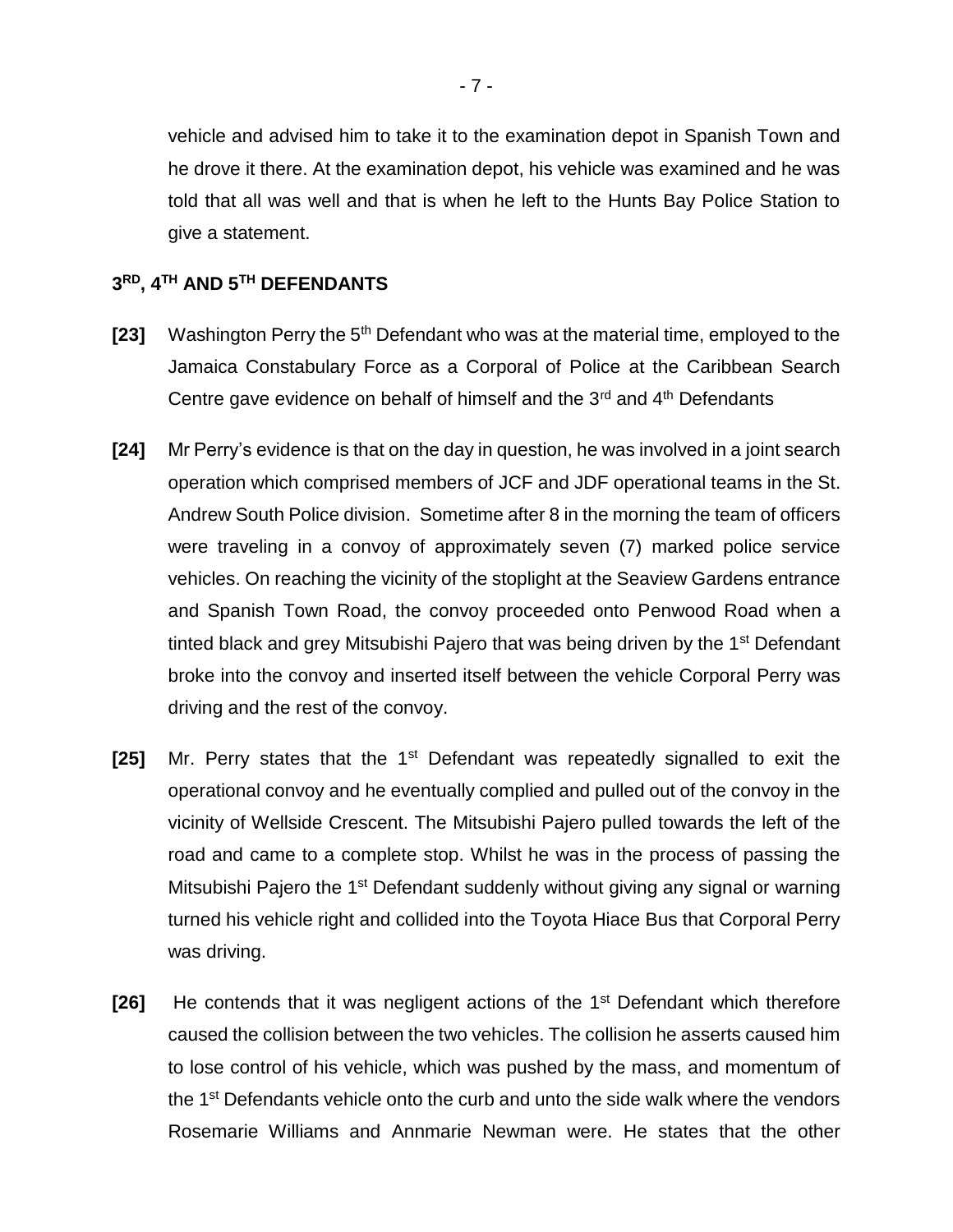vehicle and advised him to take it to the examination depot in Spanish Town and he drove it there. At the examination depot, his vehicle was examined and he was told that all was well and that is when he left to the Hunts Bay Police Station to give a statement.

## 3RD, 4TH AND 5TH DEFENDANTS

**[23]** Washington Perry the 5th Defendant who was at the material time, employed to the Jamaica Constabulary Force as a Corporal of Police at the Caribbean Search Centre gave evidence on behalf of himself and the 3rd and 4th Defendants

**[24]** Mr Perry's evidence is that on the day in question, he was involved in a joint search operation which comprised members of JCF and JDF operational teams in the St. Andrew South Police division. Sometime after 8 in the morning the team of officers were traveling in a convoy of approximately seven (7) marked police service vehicles. On reaching the vicinity of the stoplight at the Seaview Gardens entrance and Spanish Town Road, the convoy proceeded onto Penwood Road when a tinted black and grey Mitsubishi Pajero that was being driven by the 1st Defendant broke into the convoy and inserted itself between the vehicle Corporal Perry was driving and the rest of the convoy.

**[25]** Mr. Perry states that the 1st Defendant was repeatedly signalled to exit the operational convoy and he eventually complied and pulled out of the convoy in the vicinity of Wellside Crescent. The Mitsubishi Pajero pulled towards the left of the road and came to a complete stop. Whilst he was in the process of passing the Mitsubishi Pajero the 1st Defendant suddenly without giving any signal or warning turned his vehicle right and collided into the Toyota Hiace Bus that Corporal Perry was driving.

**[26]** He contends that it was negligent actions of the 1st Defendant which therefore caused the collision between the two vehicles. The collision he asserts caused him to lose control of his vehicle, which was pushed by the mass, and momentum of the 1st Defendants vehicle onto the curb and unto the side walk where the vendors Rosemarie Williams and Annmarie Newman were. He states that the other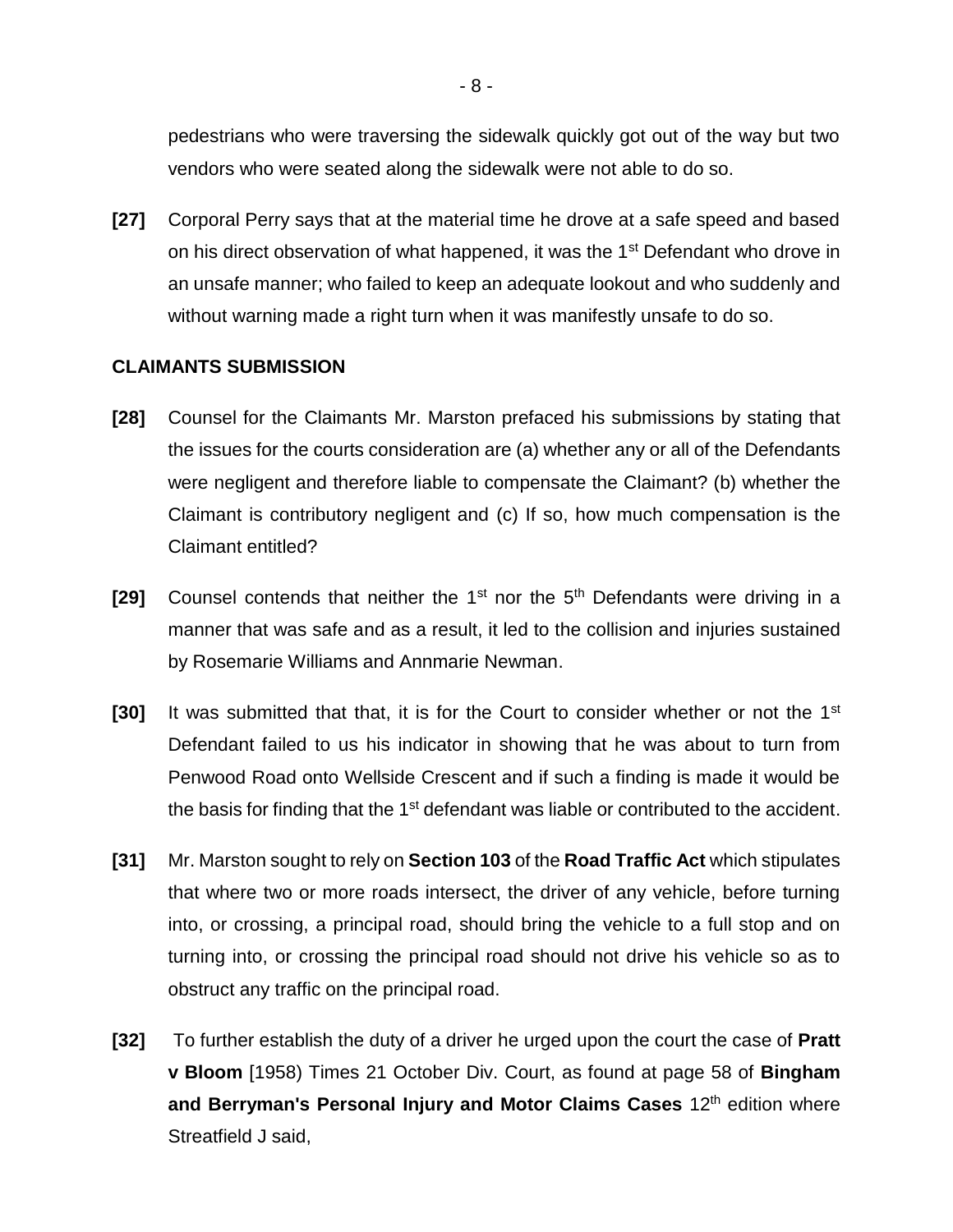pedestrians who were traversing the sidewalk quickly got out of the way but two vendors who were seated along the sidewalk were not able to do so.

**[27]** Corporal Perry says that at the material time he drove at a safe speed and based on his direct observation of what happened, it was the 1st Defendant who drove in an unsafe manner; who failed to keep an adequate lookout and who suddenly and without warning made a right turn when it was manifestly unsafe to do so.

**CLAIMANTS SUBMISSION**

**[28]** Counsel for the Claimants Mr. Marston prefaced his submissions by stating that the issues for the courts consideration are (a) whether any or all of the Defendants were negligent and therefore liable to compensate the Claimant? (b) whether the Claimant is contributory negligent and (c) If so, how much compensation is the Claimant entitled?

**[29]** Counsel contends that neither the 1st nor the 5th Defendants were driving in a manner that was safe and as a result, it led to the collision and injuries sustained by Rosemarie Williams and Annmarie Newman.

**[30]** It was submitted that that, it is for the Court to consider whether or not the 1st Defendant failed to us his indicator in showing that he was about to turn from Penwood Road onto Wellside Crescent and if such a finding is made it would be the basis for finding that the 1st defendant was liable or contributed to the accident.

**[31]** Mr. Marston sought to rely on **Section 103** of the **Road Traffic Act** which stipulates that where two or more roads intersect, the driver of any vehicle, before turning into, or crossing, a principal road, should bring the vehicle to a full stop and on turning into, or crossing the principal road should not drive his vehicle so as to obstruct any traffic on the principal road.

**[32]** To further establish the duty of a driver he urged upon the court the case of **Pratt v Bloom** [1958) Times 21 October Div. Court, as found at page 58 of **Bingham and Berryman's Personal Injury and Motor Claims Cases** 12th edition where Streatfield J said,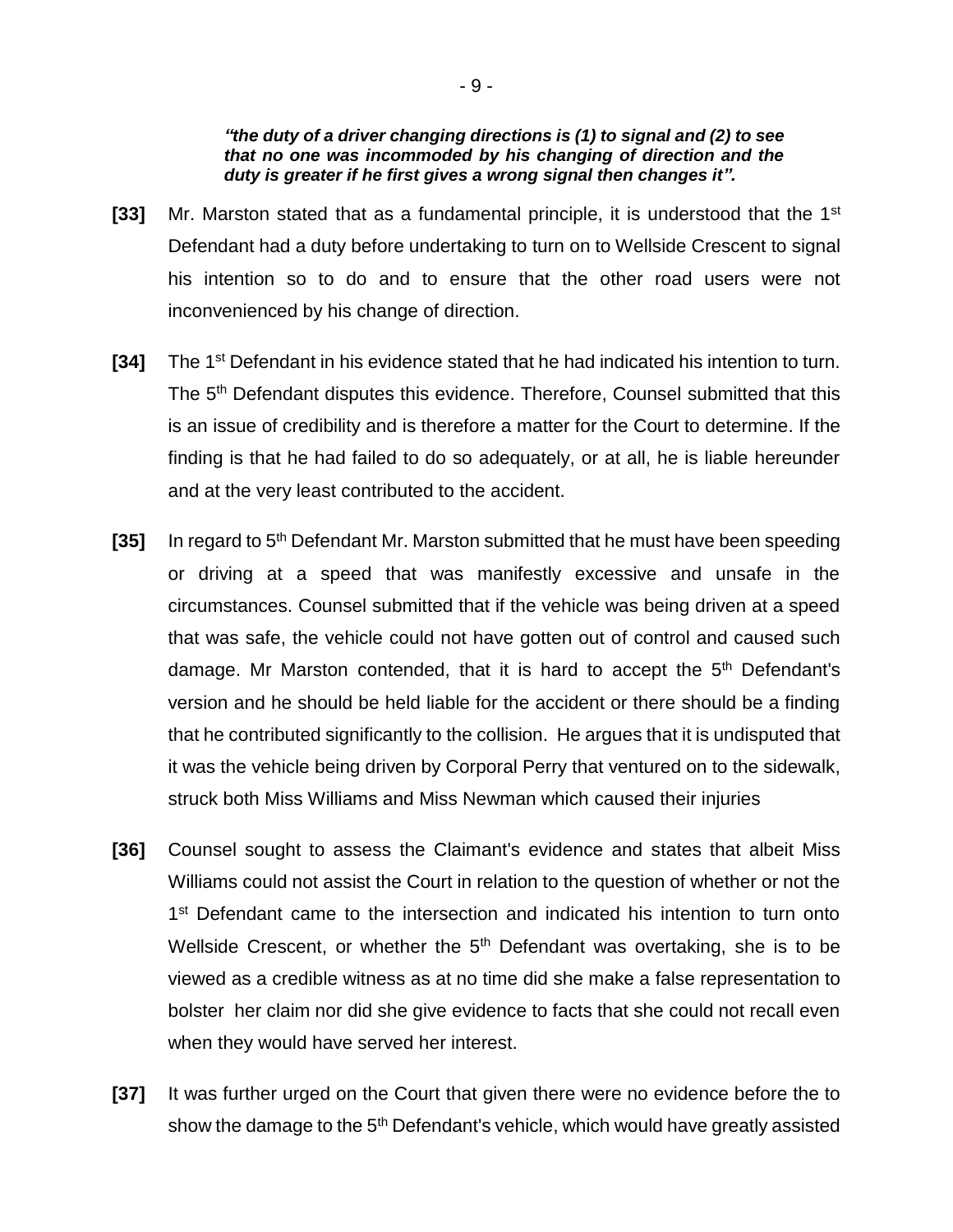***"the duty of a driver changing directions is (1) to signal and (2) to see that no one was incommoded by his changing of direction and the duty is greater if he first gives a wrong signal then changes it".***

**[33]** Mr. Marston stated that as a fundamental principle, it is understood that the 1st Defendant had a duty before undertaking to turn on to Wellside Crescent to signal his intention so to do and to ensure that the other road users were not inconvenienced by his change of direction.

**[34]** The 1st Defendant in his evidence stated that he had indicated his intention to turn. The 5th Defendant disputes this evidence. Therefore, Counsel submitted that this is an issue of credibility and is therefore a matter for the Court to determine. If the finding is that he had failed to do so adequately, or at all, he is liable hereunder and at the very least contributed to the accident.

**[35]** In regard to 5th Defendant Mr. Marston submitted that he must have been speeding or driving at a speed that was manifestly excessive and unsafe in the circumstances. Counsel submitted that if the vehicle was being driven at a speed that was safe, the vehicle could not have gotten out of control and caused such damage. Mr Marston contended, that it is hard to accept the 5th Defendant's version and he should be held liable for the accident or there should be a finding that he contributed significantly to the collision. He argues that it is undisputed that it was the vehicle being driven by Corporal Perry that ventured on to the sidewalk, struck both Miss Williams and Miss Newman which caused their injuries

**[36]** Counsel sought to assess the Claimant's evidence and states that albeit Miss Williams could not assist the Court in relation to the question of whether or not the 1st Defendant came to the intersection and indicated his intention to turn onto Wellside Crescent, or whether the 5th Defendant was overtaking, she is to be viewed as a credible witness as at no time did she make a false representation to bolster her claim nor did she give evidence to facts that she could not recall even when they would have served her interest.

**[37]** It was further urged on the Court that given there were no evidence before the to show the damage to the 5th Defendant's vehicle, which would have greatly assisted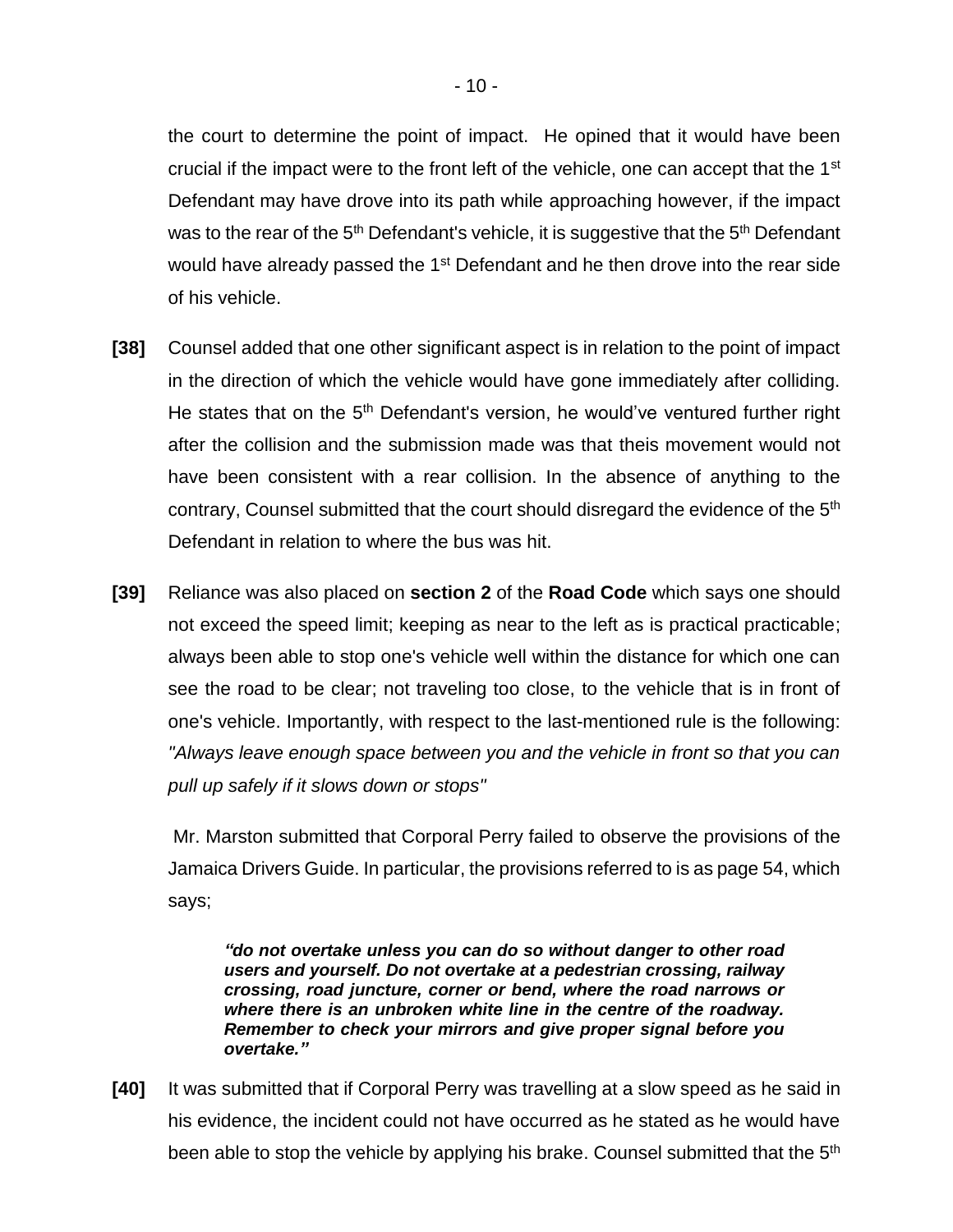the court to determine the point of impact. He opined that it would have been crucial if the impact were to the front left of the vehicle, one can accept that the 1st Defendant may have drove into its path while approaching however, if the impact was to the rear of the 5th Defendant's vehicle, it is suggestive that the 5th Defendant would have already passed the 1st Defendant and he then drove into the rear side of his vehicle.

**[38]** Counsel added that one other significant aspect is in relation to the point of impact in the direction of which the vehicle would have gone immediately after colliding. He states that on the 5th Defendant's version, he would've ventured further right after the collision and the submission made was that theis movement would not have been consistent with a rear collision. In the absence of anything to the contrary, Counsel submitted that the court should disregard the evidence of the 5th Defendant in relation to where the bus was hit.

**[39]** Reliance was also placed on **section 2** of the **Road Code** which says one should not exceed the speed limit; keeping as near to the left as is practical practicable; always been able to stop one's vehicle well within the distance for which one can see the road to be clear; not traveling too close, to the vehicle that is in front of one's vehicle. Importantly, with respect to the last-mentioned rule is the following: *"Always leave enough space between you and the vehicle in front so that you can pull up safely if it slows down or stops"*

Mr. Marston submitted that Corporal Perry failed to observe the provisions of the Jamaica Drivers Guide. In particular, the provisions referred to is as page 54, which says;

> ***"do not overtake unless you can do so without danger to other road users and yourself. Do not overtake at a pedestrian crossing, railway crossing, road juncture, corner or bend, where the road narrows or where there is an unbroken white line in the centre of the roadway. Remember to check your mirrors and give proper signal before you overtake."***

**[40]** It was submitted that if Corporal Perry was travelling at a slow speed as he said in his evidence, the incident could not have occurred as he stated as he would have been able to stop the vehicle by applying his brake. Counsel submitted that the 5th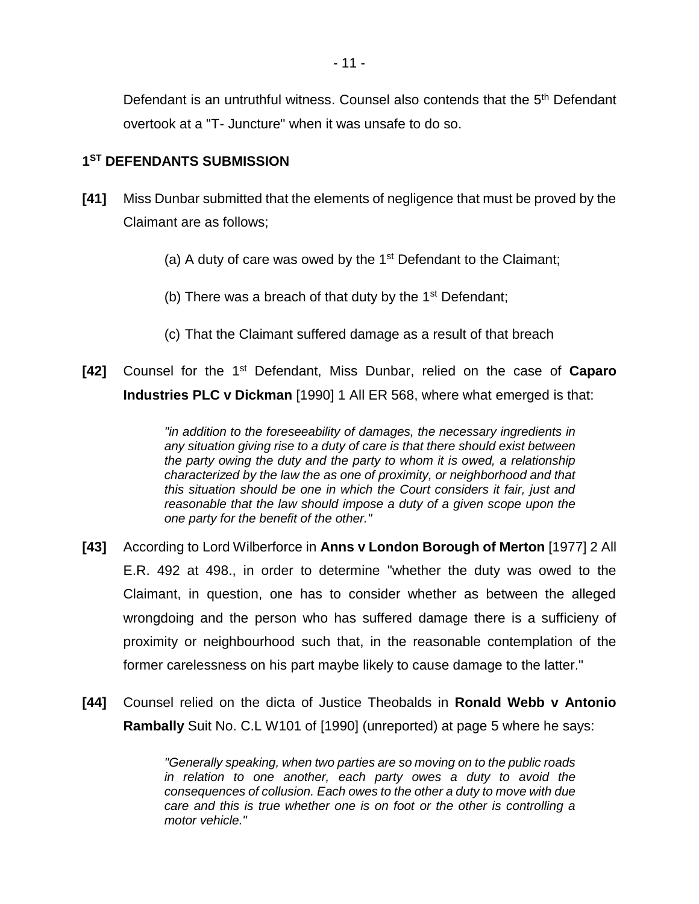Defendant is an untruthful witness. Counsel also contends that the 5th Defendant overtook at a "T- Juncture" when it was unsafe to do so.

## 1ST DEFENDANTS SUBMISSION

**[41]** Miss Dunbar submitted that the elements of negligence that must be proved by the Claimant are as follows;

(a) A duty of care was owed by the 1st Defendant to the Claimant;

(b) There was a breach of that duty by the 1st Defendant;

(c) That the Claimant suffered damage as a result of that breach

**[42]** Counsel for the 1st Defendant, Miss Dunbar, relied on the case of **Caparo Industries PLC v Dickman** [1990] 1 All ER 568, where what emerged is that:

> *"in addition to the foreseeability of damages, the necessary ingredients in any situation giving rise to a duty of care is that there should exist between the party owing the duty and the party to whom it is owed, a relationship characterized by the law the as one of proximity, or neighborhood and that this situation should be one in which the Court considers it fair, just and reasonable that the law should impose a duty of a given scope upon the one party for the benefit of the other."*

**[43]** According to Lord Wilberforce in **Anns v London Borough of Merton** [1977] 2 All E.R. 492 at 498., in order to determine "whether the duty was owed to the Claimant, in question, one has to consider whether as between the alleged wrongdoing and the person who has suffered damage there is a sufficieny of proximity or neighbourhood such that, in the reasonable contemplation of the former carelessness on his part maybe likely to cause damage to the latter."

**[44]** Counsel relied on the dicta of Justice Theobalds in **Ronald Webb v Antonio Rambally** Suit No. C.L W101 of [1990] (unreported) at page 5 where he says:

> *"Generally speaking, when two parties are so moving on to the public roads in relation to one another, each party owes a duty to avoid the consequences of collusion. Each owes to the other a duty to move with due care and this is true whether one is on foot or the other is controlling a motor vehicle."*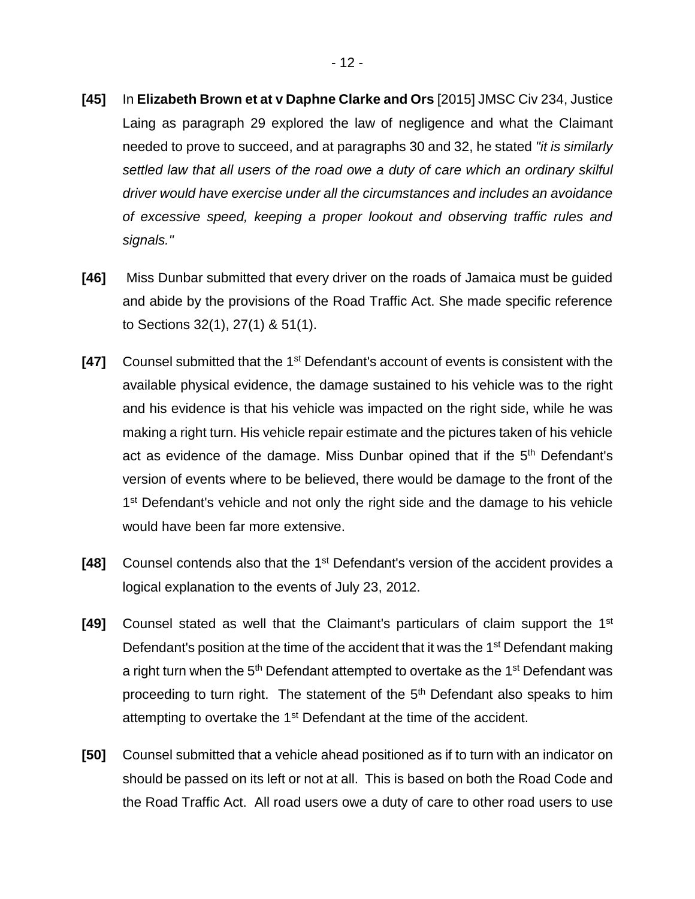**[45]** In **Elizabeth Brown et at v Daphne Clarke and Ors** [2015] JMSC Civ 234, Justice Laing as paragraph 29 explored the law of negligence and what the Claimant needed to prove to succeed, and at paragraphs 30 and 32, he stated *"it is similarly settled law that all users of the road owe a duty of care which an ordinary skilful driver would have exercise under all the circumstances and includes an avoidance of excessive speed, keeping a proper lookout and observing traffic rules and signals."*

**[46]** Miss Dunbar submitted that every driver on the roads of Jamaica must be guided and abide by the provisions of the Road Traffic Act. She made specific reference to Sections 32(1), 27(1) & 51(1).

**[47]** Counsel submitted that the 1st Defendant's account of events is consistent with the available physical evidence, the damage sustained to his vehicle was to the right and his evidence is that his vehicle was impacted on the right side, while he was making a right turn. His vehicle repair estimate and the pictures taken of his vehicle act as evidence of the damage. Miss Dunbar opined that if the 5th Defendant's version of events where to be believed, there would be damage to the front of the 1st Defendant's vehicle and not only the right side and the damage to his vehicle would have been far more extensive.

**[48]** Counsel contends also that the 1st Defendant's version of the accident provides a logical explanation to the events of July 23, 2012.

**[49]** Counsel stated as well that the Claimant's particulars of claim support the 1st Defendant's position at the time of the accident that it was the 1st Defendant making a right turn when the 5th Defendant attempted to overtake as the 1st Defendant was proceeding to turn right. The statement of the 5th Defendant also speaks to him attempting to overtake the 1st Defendant at the time of the accident.

**[50]** Counsel submitted that a vehicle ahead positioned as if to turn with an indicator on should be passed on its left or not at all. This is based on both the Road Code and the Road Traffic Act. All road users owe a duty of care to other road users to use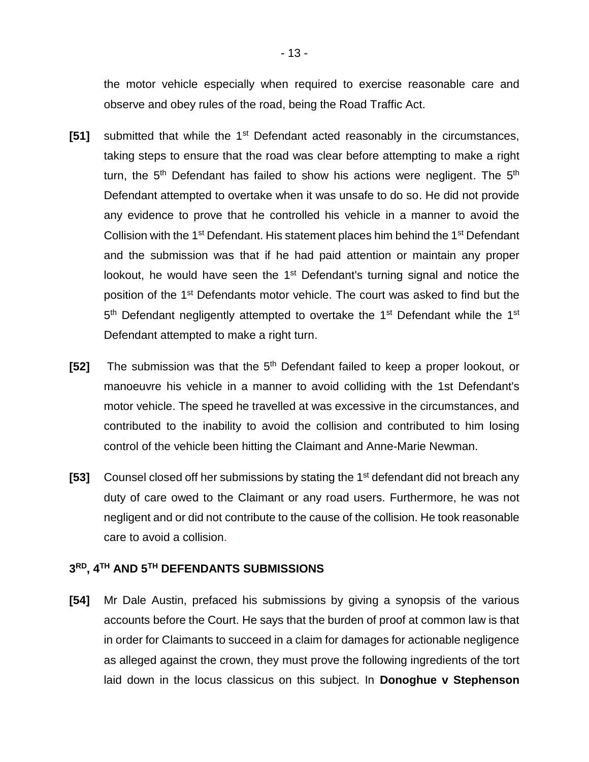the motor vehicle especially when required to exercise reasonable care and observe and obey rules of the road, being the Road Traffic Act.

**[51]** submitted that while the 1st Defendant acted reasonably in the circumstances, taking steps to ensure that the road was clear before attempting to make a right turn, the 5th Defendant has failed to show his actions were negligent. The 5th Defendant attempted to overtake when it was unsafe to do so. He did not provide any evidence to prove that he controlled his vehicle in a manner to avoid the Collision with the 1st Defendant. His statement places him behind the 1st Defendant and the submission was that if he had paid attention or maintain any proper lookout, he would have seen the 1st Defendant's turning signal and notice the position of the 1st Defendants motor vehicle. The court was asked to find but the 5th Defendant negligently attempted to overtake the 1st Defendant while the 1st Defendant attempted to make a right turn.

**[52]** The submission was that the 5th Defendant failed to keep a proper lookout, or manoeuvre his vehicle in a manner to avoid colliding with the 1st Defendant's motor vehicle. The speed he travelled at was excessive in the circumstances, and contributed to the inability to avoid the collision and contributed to him losing control of the vehicle been hitting the Claimant and Anne-Marie Newman.

**[53]** Counsel closed off her submissions by stating the 1st defendant did not breach any duty of care owed to the Claimant or any road users. Furthermore, he was not negligent and or did not contribute to the cause of the collision. He took reasonable care to avoid a collision.

## 3RD, 4TH AND 5TH DEFENDANTS SUBMISSIONS

**[54]** Mr Dale Austin, prefaced his submissions by giving a synopsis of the various accounts before the Court. He says that the burden of proof at common law is that in order for Claimants to succeed in a claim for damages for actionable negligence as alleged against the crown, they must prove the following ingredients of the tort laid down in the locus classicus on this subject. In **Donoghue v Stephenson**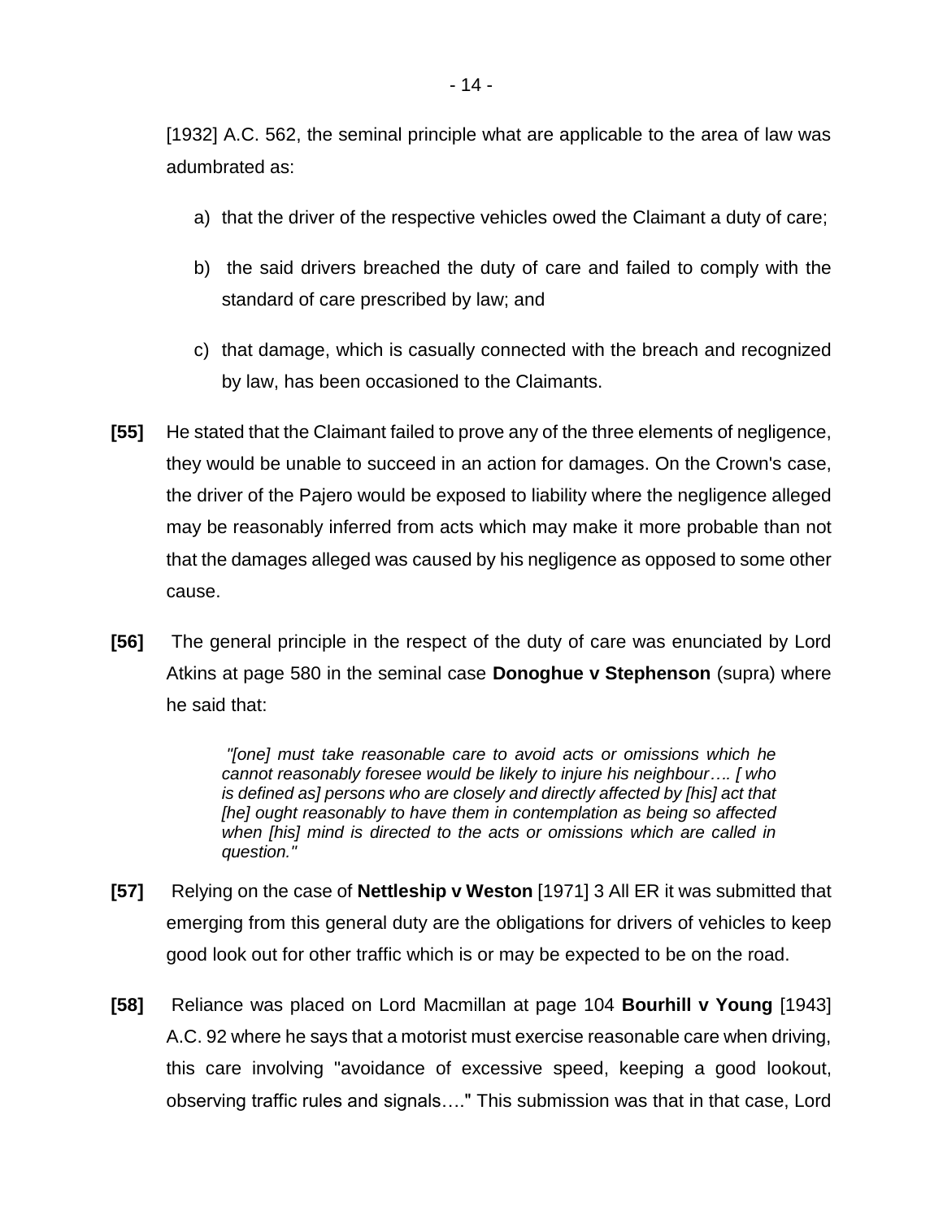[1932] A.C. 562, the seminal principle what are applicable to the area of law was adumbrated as:

a) that the driver of the respective vehicles owed the Claimant a duty of care;

b) the said drivers breached the duty of care and failed to comply with the standard of care prescribed by law; and

c) that damage, which is casually connected with the breach and recognized by law, has been occasioned to the Claimants.

**[55]** He stated that the Claimant failed to prove any of the three elements of negligence, they would be unable to succeed in an action for damages. On the Crown's case, the driver of the Pajero would be exposed to liability where the negligence alleged may be reasonably inferred from acts which may make it more probable than not that the damages alleged was caused by his negligence as opposed to some other cause.

**[56]** The general principle in the respect of the duty of care was enunciated by Lord Atkins at page 580 in the seminal case **Donoghue v Stephenson** (supra) where he said that:

> *"[one] must take reasonable care to avoid acts or omissions which he cannot reasonably foresee would be likely to injure his neighbour…. [ who is defined as] persons who are closely and directly affected by [his] act that [he] ought reasonably to have them in contemplation as being so affected when [his] mind is directed to the acts or omissions which are called in question."*

**[57]** Relying on the case of **Nettleship v Weston** [1971] 3 All ER it was submitted that emerging from this general duty are the obligations for drivers of vehicles to keep good look out for other traffic which is or may be expected to be on the road.

**[58]** Reliance was placed on Lord Macmillan at page 104 **Bourhill v Young** [1943] A.C. 92 where he says that a motorist must exercise reasonable care when driving, this care involving "avoidance of excessive speed, keeping a good lookout, observing traffic rules and signals…." This submission was that in that case, Lord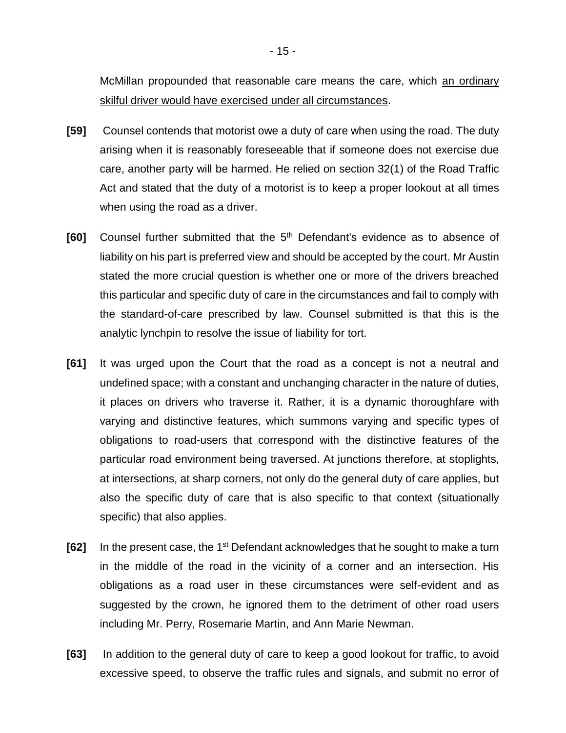McMillan propounded that reasonable care means the care, which <u>an ordinary skilful driver would have exercised under all circumstances</u>.

**[59]** Counsel contends that motorist owe a duty of care when using the road. The duty arising when it is reasonably foreseeable that if someone does not exercise due care, another party will be harmed. He relied on section 32(1) of the Road Traffic Act and stated that the duty of a motorist is to keep a proper lookout at all times when using the road as a driver.

**[60]** Counsel further submitted that the 5th Defendant's evidence as to absence of liability on his part is preferred view and should be accepted by the court. Mr Austin stated the more crucial question is whether one or more of the drivers breached this particular and specific duty of care in the circumstances and fail to comply with the standard-of-care prescribed by law. Counsel submitted is that this is the analytic lynchpin to resolve the issue of liability for tort.

**[61]** It was urged upon the Court that the road as a concept is not a neutral and undefined space; with a constant and unchanging character in the nature of duties, it places on drivers who traverse it. Rather, it is a dynamic thoroughfare with varying and distinctive features, which summons varying and specific types of obligations to road-users that correspond with the distinctive features of the particular road environment being traversed. At junctions therefore, at stoplights, at intersections, at sharp corners, not only do the general duty of care applies, but also the specific duty of care that is also specific to that context (situationally specific) that also applies.

**[62]** In the present case, the 1st Defendant acknowledges that he sought to make a turn in the middle of the road in the vicinity of a corner and an intersection. His obligations as a road user in these circumstances were self-evident and as suggested by the crown, he ignored them to the detriment of other road users including Mr. Perry, Rosemarie Martin, and Ann Marie Newman.

**[63]** In addition to the general duty of care to keep a good lookout for traffic, to avoid excessive speed, to observe the traffic rules and signals, and submit no error of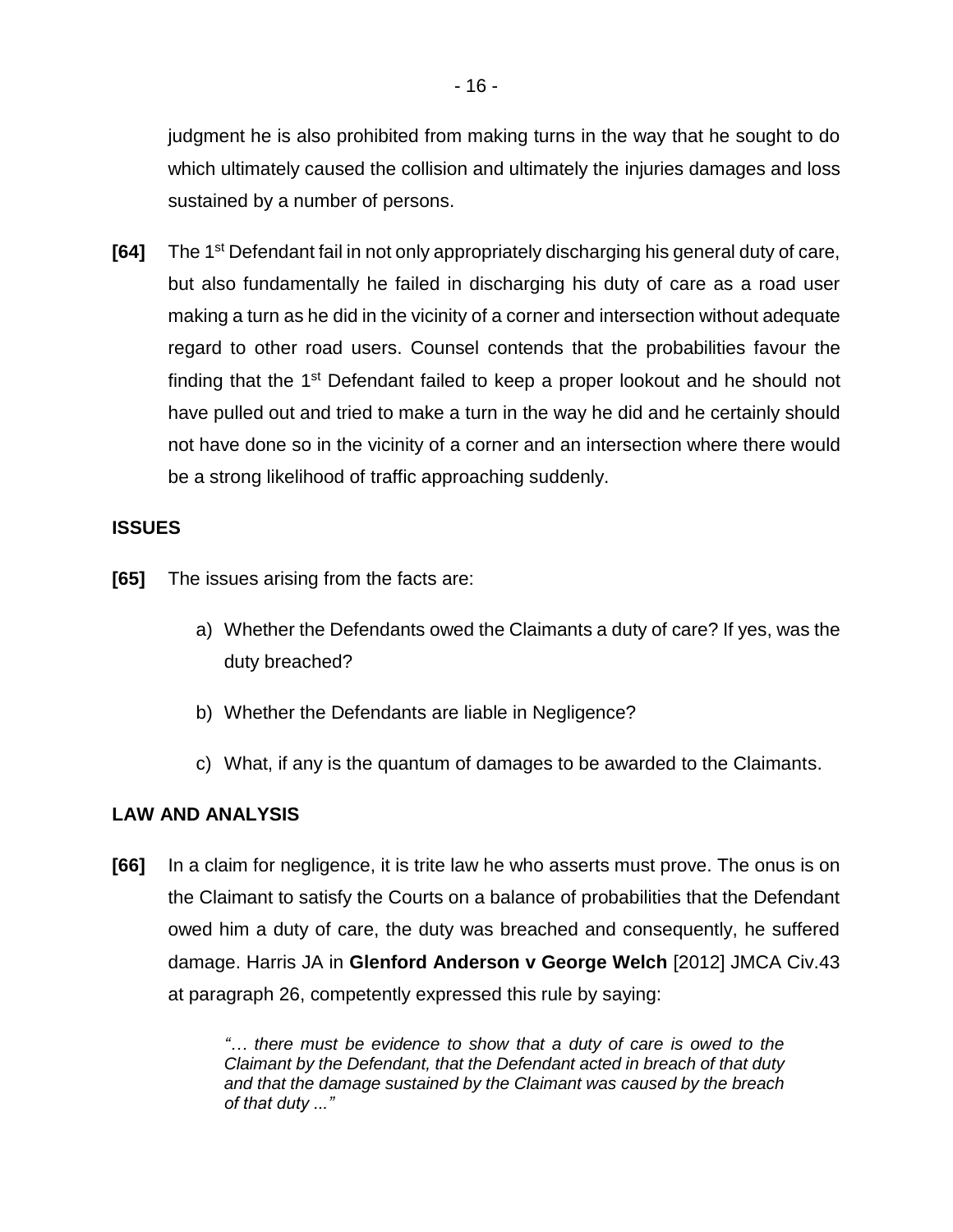judgment he is also prohibited from making turns in the way that he sought to do which ultimately caused the collision and ultimately the injuries damages and loss sustained by a number of persons.

**[64]** The 1st Defendant fail in not only appropriately discharging his general duty of care, but also fundamentally he failed in discharging his duty of care as a road user making a turn as he did in the vicinity of a corner and intersection without adequate regard to other road users. Counsel contends that the probabilities favour the finding that the 1st Defendant failed to keep a proper lookout and he should not have pulled out and tried to make a turn in the way he did and he certainly should not have done so in the vicinity of a corner and an intersection where there would be a strong likelihood of traffic approaching suddenly.

## ISSUES

**[65]** The issues arising from the facts are:

a) Whether the Defendants owed the Claimants a duty of care? If yes, was the duty breached?

b) Whether the Defendants are liable in Negligence?

c) What, if any is the quantum of damages to be awarded to the Claimants.

## LAW AND ANALYSIS

**[66]** In a claim for negligence, it is trite law he who asserts must prove. The onus is on the Claimant to satisfy the Courts on a balance of probabilities that the Defendant owed him a duty of care, the duty was breached and consequently, he suffered damage. Harris JA in **Glenford Anderson v George Welch** [2012] JMCA Civ.43 at paragraph 26, competently expressed this rule by saying:

> *"… there must be evidence to show that a duty of care is owed to the Claimant by the Defendant, that the Defendant acted in breach of that duty and that the damage sustained by the Claimant was caused by the breach of that duty ..."*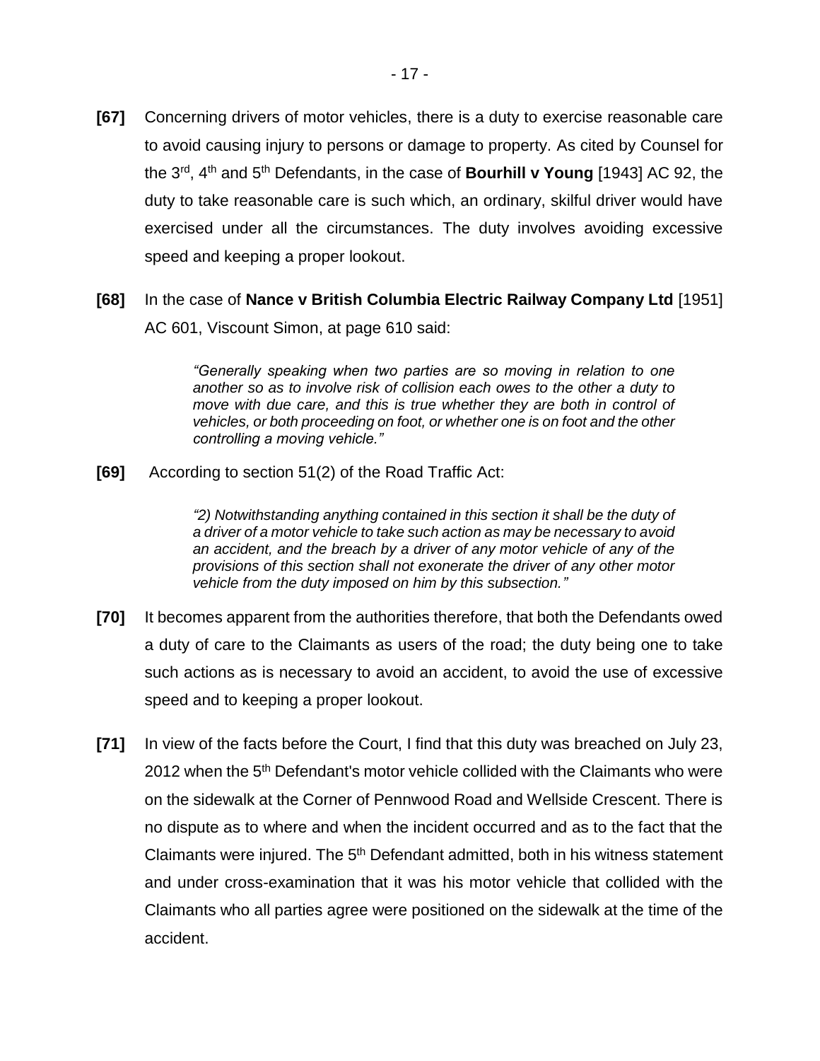**[67]** Concerning drivers of motor vehicles, there is a duty to exercise reasonable care to avoid causing injury to persons or damage to property. As cited by Counsel for the 3rd, 4th and 5th Defendants, in the case of **Bourhill v Young** [1943] AC 92, the duty to take reasonable care is such which, an ordinary, skilful driver would have exercised under all the circumstances. The duty involves avoiding excessive speed and keeping a proper lookout.

**[68]** In the case of **Nance v British Columbia Electric Railway Company Ltd** [1951] AC 601, Viscount Simon, at page 610 said:

> *"Generally speaking when two parties are so moving in relation to one another so as to involve risk of collision each owes to the other a duty to move with due care, and this is true whether they are both in control of vehicles, or both proceeding on foot, or whether one is on foot and the other controlling a moving vehicle."*

**[69]** According to section 51(2) of the Road Traffic Act:

> *"2) Notwithstanding anything contained in this section it shall be the duty of a driver of a motor vehicle to take such action as may be necessary to avoid an accident, and the breach by a driver of any motor vehicle of any of the provisions of this section shall not exonerate the driver of any other motor vehicle from the duty imposed on him by this subsection."*

**[70]** It becomes apparent from the authorities therefore, that both the Defendants owed a duty of care to the Claimants as users of the road; the duty being one to take such actions as is necessary to avoid an accident, to avoid the use of excessive speed and to keeping a proper lookout.

**[71]** In view of the facts before the Court, I find that this duty was breached on July 23, 2012 when the 5th Defendant's motor vehicle collided with the Claimants who were on the sidewalk at the Corner of Pennwood Road and Wellside Crescent. There is no dispute as to where and when the incident occurred and as to the fact that the Claimants were injured. The 5th Defendant admitted, both in his witness statement and under cross-examination that it was his motor vehicle that collided with the Claimants who all parties agree were positioned on the sidewalk at the time of the accident.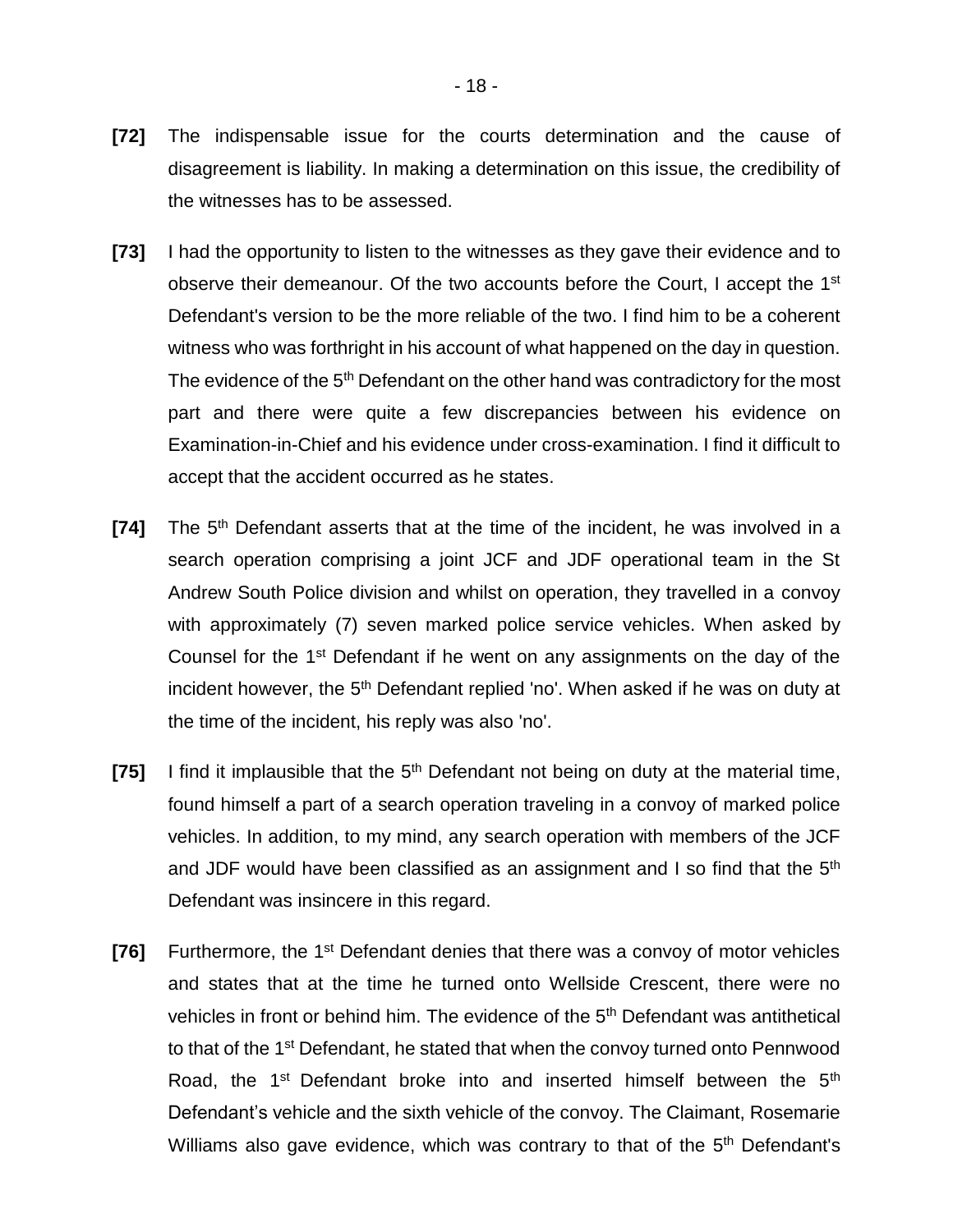**[72]** The indispensable issue for the courts determination and the cause of disagreement is liability. In making a determination on this issue, the credibility of the witnesses has to be assessed.

**[73]** I had the opportunity to listen to the witnesses as they gave their evidence and to observe their demeanour. Of the two accounts before the Court, I accept the 1st Defendant's version to be the more reliable of the two. I find him to be a coherent witness who was forthright in his account of what happened on the day in question. The evidence of the 5th Defendant on the other hand was contradictory for the most part and there were quite a few discrepancies between his evidence on Examination-in-Chief and his evidence under cross-examination. I find it difficult to accept that the accident occurred as he states.

**[74]** The 5th Defendant asserts that at the time of the incident, he was involved in a search operation comprising a joint JCF and JDF operational team in the St Andrew South Police division and whilst on operation, they travelled in a convoy with approximately (7) seven marked police service vehicles. When asked by Counsel for the 1st Defendant if he went on any assignments on the day of the incident however, the 5th Defendant replied 'no'. When asked if he was on duty at the time of the incident, his reply was also 'no'.

**[75]** I find it implausible that the 5th Defendant not being on duty at the material time, found himself a part of a search operation traveling in a convoy of marked police vehicles. In addition, to my mind, any search operation with members of the JCF and JDF would have been classified as an assignment and I so find that the 5th Defendant was insincere in this regard.

**[76]** Furthermore, the 1st Defendant denies that there was a convoy of motor vehicles and states that at the time he turned onto Wellside Crescent, there were no vehicles in front or behind him. The evidence of the 5th Defendant was antithetical to that of the 1st Defendant, he stated that when the convoy turned onto Pennwood Road, the 1st Defendant broke into and inserted himself between the 5th Defendant's vehicle and the sixth vehicle of the convoy. The Claimant, Rosemarie Williams also gave evidence, which was contrary to that of the 5th Defendant's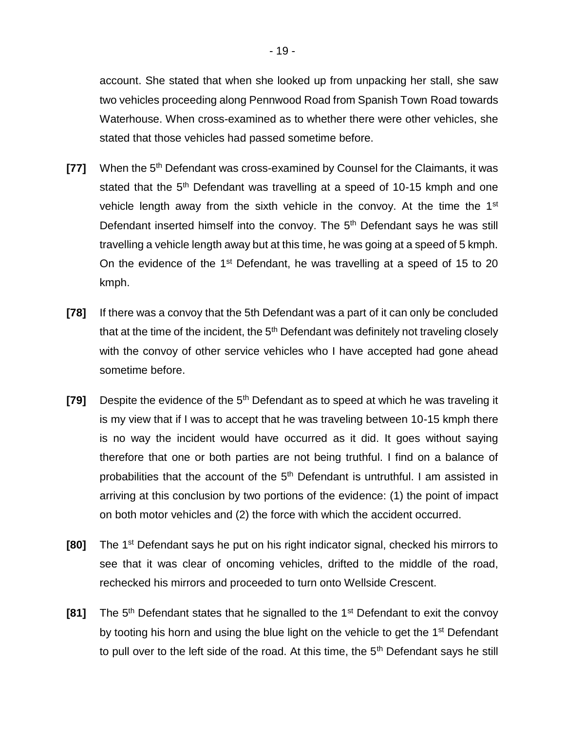account. She stated that when she looked up from unpacking her stall, she saw two vehicles proceeding along Pennwood Road from Spanish Town Road towards Waterhouse. When cross-examined as to whether there were other vehicles, she stated that those vehicles had passed sometime before.

**[77]** When the 5th Defendant was cross-examined by Counsel for the Claimants, it was stated that the 5th Defendant was travelling at a speed of 10-15 kmph and one vehicle length away from the sixth vehicle in the convoy. At the time the 1st Defendant inserted himself into the convoy. The 5th Defendant says he was still travelling a vehicle length away but at this time, he was going at a speed of 5 kmph. On the evidence of the 1st Defendant, he was travelling at a speed of 15 to 20 kmph.

**[78]** If there was a convoy that the 5th Defendant was a part of it can only be concluded that at the time of the incident, the 5th Defendant was definitely not traveling closely with the convoy of other service vehicles who I have accepted had gone ahead sometime before.

**[79]** Despite the evidence of the 5th Defendant as to speed at which he was traveling it is my view that if I was to accept that he was traveling between 10-15 kmph there is no way the incident would have occurred as it did. It goes without saying therefore that one or both parties are not being truthful. I find on a balance of probabilities that the account of the 5th Defendant is untruthful. I am assisted in arriving at this conclusion by two portions of the evidence: (1) the point of impact on both motor vehicles and (2) the force with which the accident occurred.

**[80]** The 1st Defendant says he put on his right indicator signal, checked his mirrors to see that it was clear of oncoming vehicles, drifted to the middle of the road, rechecked his mirrors and proceeded to turn onto Wellside Crescent.

**[81]** The 5th Defendant states that he signalled to the 1st Defendant to exit the convoy by tooting his horn and using the blue light on the vehicle to get the 1st Defendant to pull over to the left side of the road. At this time, the 5th Defendant says he still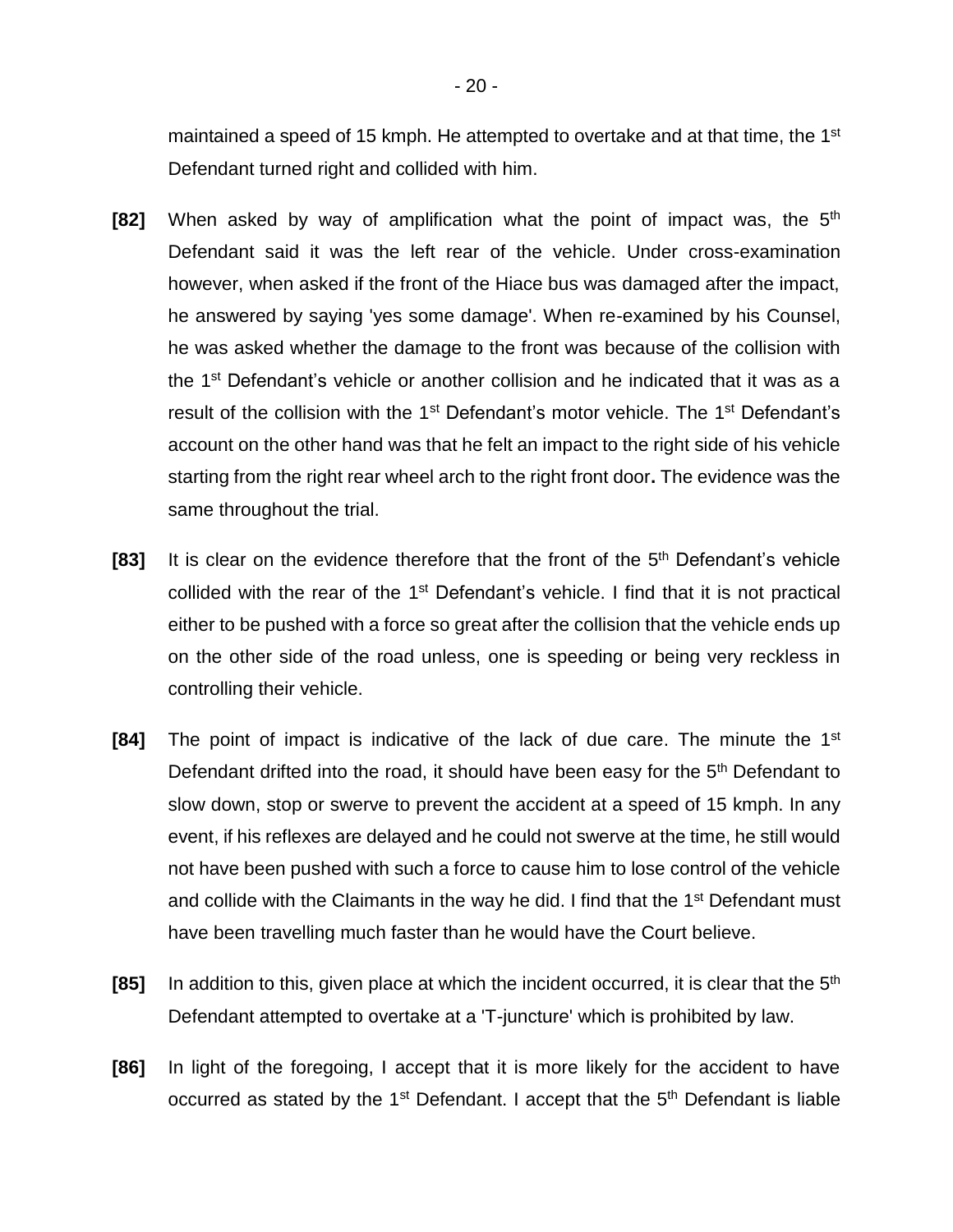maintained a speed of 15 kmph. He attempted to overtake and at that time, the 1st Defendant turned right and collided with him.

**[82]** When asked by way of amplification what the point of impact was, the 5th Defendant said it was the left rear of the vehicle. Under cross-examination however, when asked if the front of the Hiace bus was damaged after the impact, he answered by saying 'yes some damage'. When re-examined by his Counsel, he was asked whether the damage to the front was because of the collision with the 1st Defendant's vehicle or another collision and he indicated that it was as a result of the collision with the 1st Defendant's motor vehicle. The 1st Defendant's account on the other hand was that he felt an impact to the right side of his vehicle starting from the right rear wheel arch to the right front door**.** The evidence was the same throughout the trial.

**[83]** It is clear on the evidence therefore that the front of the 5th Defendant's vehicle collided with the rear of the 1st Defendant's vehicle. I find that it is not practical either to be pushed with a force so great after the collision that the vehicle ends up on the other side of the road unless, one is speeding or being very reckless in controlling their vehicle.

**[84]** The point of impact is indicative of the lack of due care. The minute the 1st Defendant drifted into the road, it should have been easy for the 5th Defendant to slow down, stop or swerve to prevent the accident at a speed of 15 kmph. In any event, if his reflexes are delayed and he could not swerve at the time, he still would not have been pushed with such a force to cause him to lose control of the vehicle and collide with the Claimants in the way he did. I find that the 1st Defendant must have been travelling much faster than he would have the Court believe.

**[85]** In addition to this, given place at which the incident occurred, it is clear that the 5th Defendant attempted to overtake at a 'T-juncture' which is prohibited by law.

**[86]** In light of the foregoing, I accept that it is more likely for the accident to have occurred as stated by the 1st Defendant. I accept that the 5th Defendant is liable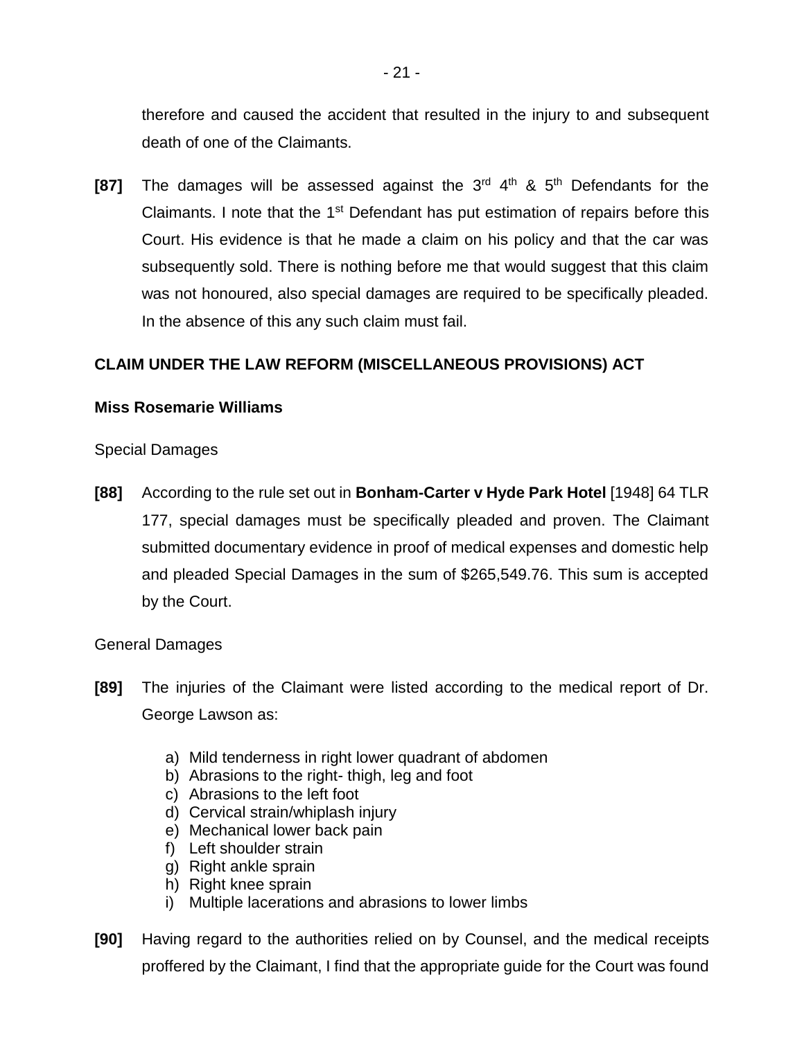therefore and caused the accident that resulted in the injury to and subsequent death of one of the Claimants.

**[87]** The damages will be assessed against the 3rd 4th & 5th Defendants for the Claimants. I note that the 1st Defendant has put estimation of repairs before this Court. His evidence is that he made a claim on his policy and that the car was subsequently sold. There is nothing before me that would suggest that this claim was not honoured, also special damages are required to be specifically pleaded. In the absence of this any such claim must fail.

**CLAIM UNDER THE LAW REFORM (MISCELLANEOUS PROVISIONS) ACT**

**Miss Rosemarie Williams**

Special Damages

**[88]** According to the rule set out in **Bonham-Carter v Hyde Park Hotel** [1948] 64 TLR 177, special damages must be specifically pleaded and proven. The Claimant submitted documentary evidence in proof of medical expenses and domestic help and pleaded Special Damages in the sum of $265,549.76. This sum is accepted by the Court.

General Damages

**[89]** The injuries of the Claimant were listed according to the medical report of Dr. George Lawson as:

a) Mild tenderness in right lower quadrant of abdomen
b) Abrasions to the right- thigh, leg and foot
c) Abrasions to the left foot
d) Cervical strain/whiplash injury
e) Mechanical lower back pain
f) Left shoulder strain
g) Right ankle sprain
h) Right knee sprain
i) Multiple lacerations and abrasions to lower limbs

**[90]** Having regard to the authorities relied on by Counsel, and the medical receipts proffered by the Claimant, I find that the appropriate guide for the Court was found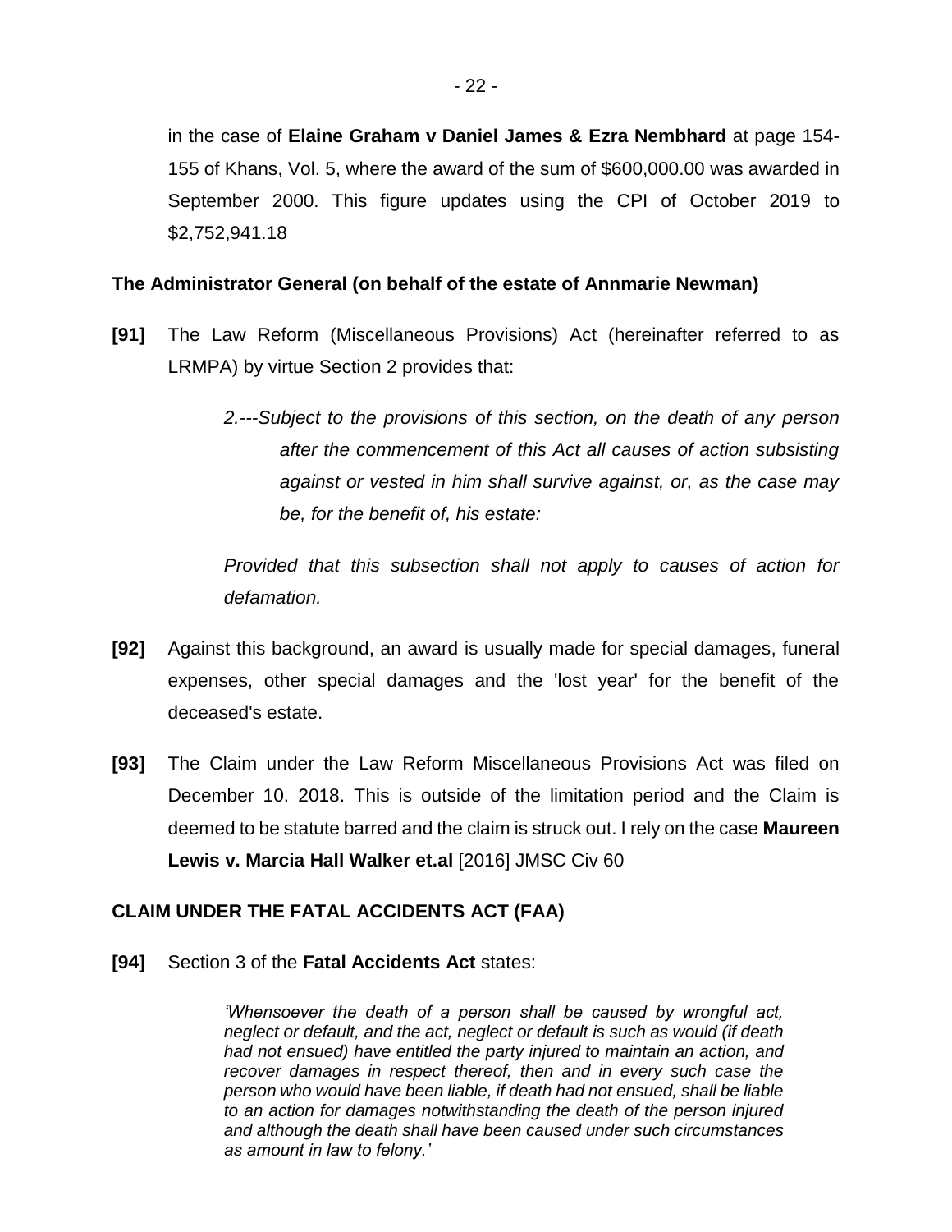in the case of **Elaine Graham v Daniel James & Ezra Nembhard** at page 154-155 of Khans, Vol. 5, where the award of the sum of $600,000.00 was awarded in September 2000. This figure updates using the CPI of October 2019 to $2,752,941.18

**The Administrator General (on behalf of the estate of Annmarie Newman)**

**[91]** The Law Reform (Miscellaneous Provisions) Act (hereinafter referred to as LRMPA) by virtue Section 2 provides that:

> *2.---Subject to the provisions of this section, on the death of any person after the commencement of this Act all causes of action subsisting against or vested in him shall survive against, or, as the case may be, for the benefit of, his estate:*
>
> *Provided that this subsection shall not apply to causes of action for defamation.*

**[92]** Against this background, an award is usually made for special damages, funeral expenses, other special damages and the 'lost year' for the benefit of the deceased's estate.

**[93]** The Claim under the Law Reform Miscellaneous Provisions Act was filed on December 10. 2018. This is outside of the limitation period and the Claim is deemed to be statute barred and the claim is struck out. I rely on the case **Maureen Lewis v. Marcia Hall Walker et.al** [2016] JMSC Civ 60

**CLAIM UNDER THE FATAL ACCIDENTS ACT (FAA)**

**[94]** Section 3 of the **Fatal Accidents Act** states:

> *'Whensoever the death of a person shall be caused by wrongful act, neglect or default, and the act, neglect or default is such as would (if death had not ensued) have entitled the party injured to maintain an action, and recover damages in respect thereof, then and in every such case the person who would have been liable, if death had not ensued, shall be liable to an action for damages notwithstanding the death of the person injured and although the death shall have been caused under such circumstances as amount in law to felony.'*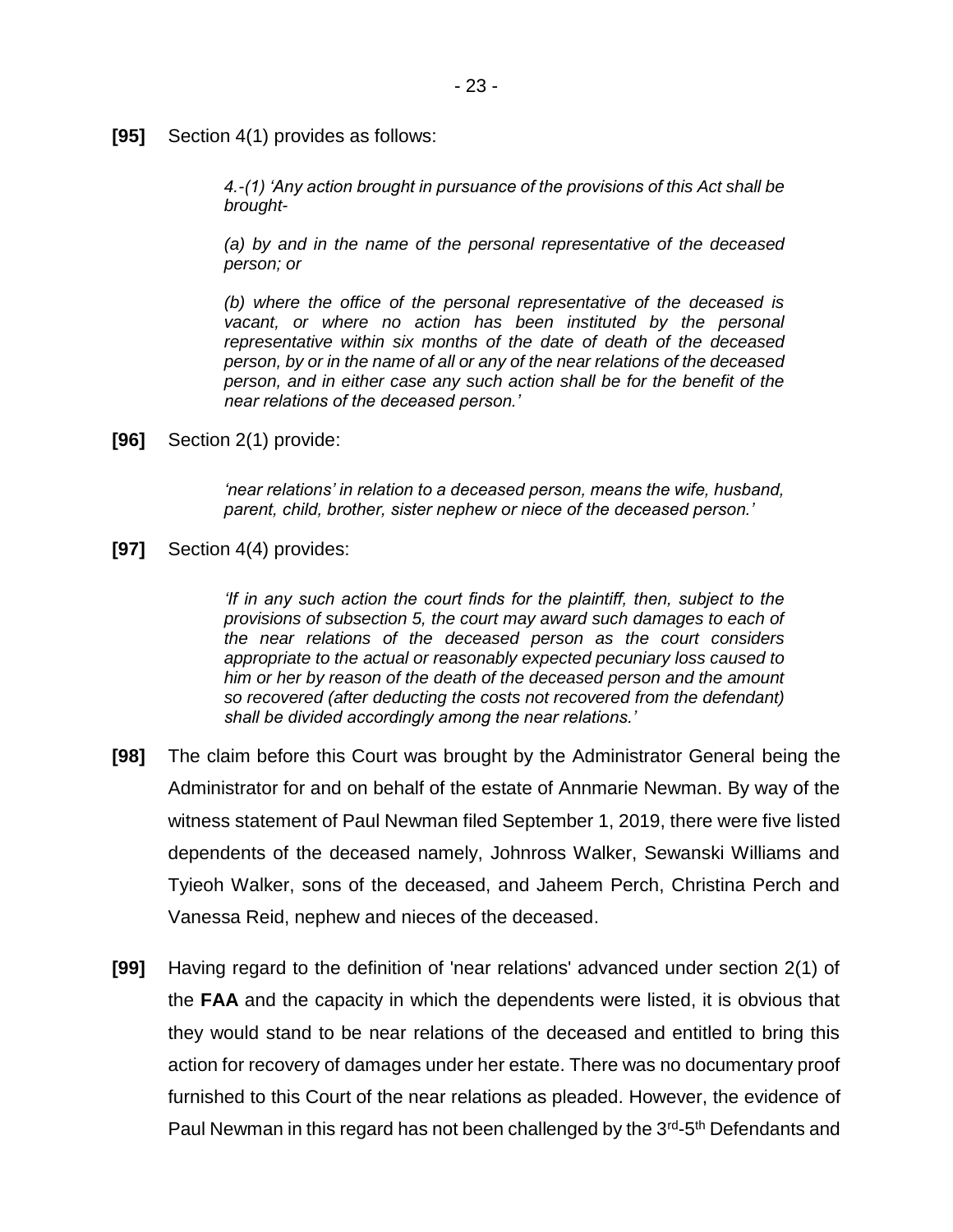**[95]** Section 4(1) provides as follows:

> *4.-(1) 'Any action brought in pursuance of the provisions of this Act shall be brought-*
>
> *(a) by and in the name of the personal representative of the deceased person; or*
>
> *(b) where the office of the personal representative of the deceased is vacant, or where no action has been instituted by the personal representative within six months of the date of death of the deceased person, by or in the name of all or any of the near relations of the deceased person, and in either case any such action shall be for the benefit of the near relations of the deceased person.'*

**[96]** Section 2(1) provide:

> *'near relations' in relation to a deceased person, means the wife, husband, parent, child, brother, sister nephew or niece of the deceased person.'*

**[97]** Section 4(4) provides:

> *'If in any such action the court finds for the plaintiff, then, subject to the provisions of subsection 5, the court may award such damages to each of the near relations of the deceased person as the court considers appropriate to the actual or reasonably expected pecuniary loss caused to him or her by reason of the death of the deceased person and the amount so recovered (after deducting the costs not recovered from the defendant) shall be divided accordingly among the near relations.'*

**[98]** The claim before this Court was brought by the Administrator General being the Administrator for and on behalf of the estate of Annmarie Newman. By way of the witness statement of Paul Newman filed September 1, 2019, there were five listed dependents of the deceased namely, Johnross Walker, Sewanski Williams and Tyieoh Walker, sons of the deceased, and Jaheem Perch, Christina Perch and Vanessa Reid, nephew and nieces of the deceased.

**[99]** Having regard to the definition of 'near relations' advanced under section 2(1) of the **FAA** and the capacity in which the dependents were listed, it is obvious that they would stand to be near relations of the deceased and entitled to bring this action for recovery of damages under her estate. There was no documentary proof furnished to this Court of the near relations as pleaded. However, the evidence of Paul Newman in this regard has not been challenged by the 3rd-5th Defendants and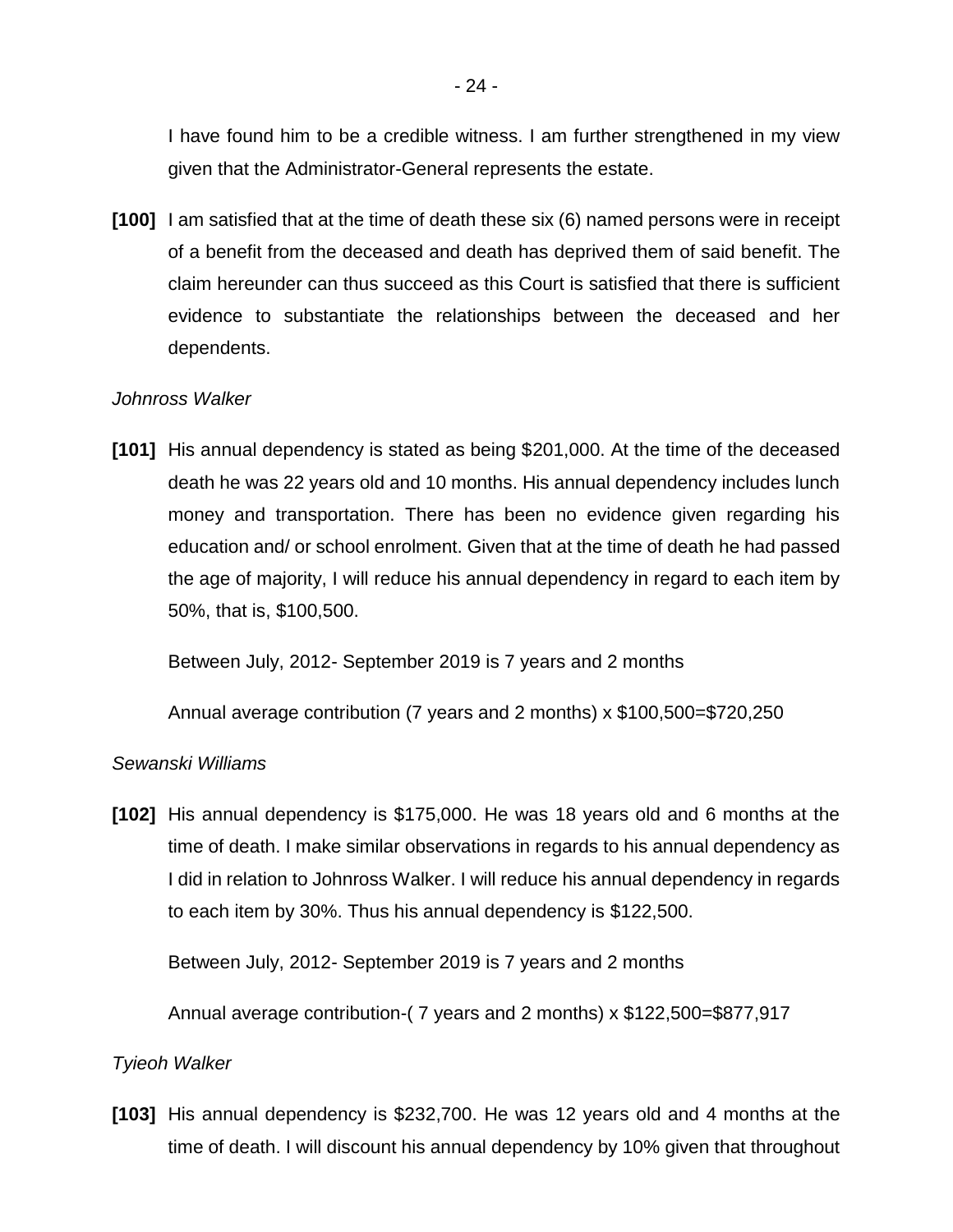I have found him to be a credible witness. I am further strengthened in my view given that the Administrator-General represents the estate.

**[100]** I am satisfied that at the time of death these six (6) named persons were in receipt of a benefit from the deceased and death has deprived them of said benefit. The claim hereunder can thus succeed as this Court is satisfied that there is sufficient evidence to substantiate the relationships between the deceased and her dependents.

*Johnross Walker*

**[101]** His annual dependency is stated as being $201,000. At the time of the deceased death he was 22 years old and 10 months. His annual dependency includes lunch money and transportation. There has been no evidence given regarding his education and/ or school enrolment. Given that at the time of death he had passed the age of majority, I will reduce his annual dependency in regard to each item by 50%, that is, $100,500.

Between July, 2012- September 2019 is 7 years and 2 months

Annual average contribution (7 years and 2 months) x $100,500=$720,250

*Sewanski Williams*

**[102]** His annual dependency is $175,000. He was 18 years old and 6 months at the time of death. I make similar observations in regards to his annual dependency as I did in relation to Johnross Walker. I will reduce his annual dependency in regards to each item by 30%. Thus his annual dependency is $122,500.

Between July, 2012- September 2019 is 7 years and 2 months

Annual average contribution-( 7 years and 2 months) x $122,500=$877,917

*Tyieoh Walker*

**[103]** His annual dependency is $232,700. He was 12 years old and 4 months at the time of death. I will discount his annual dependency by 10% given that throughout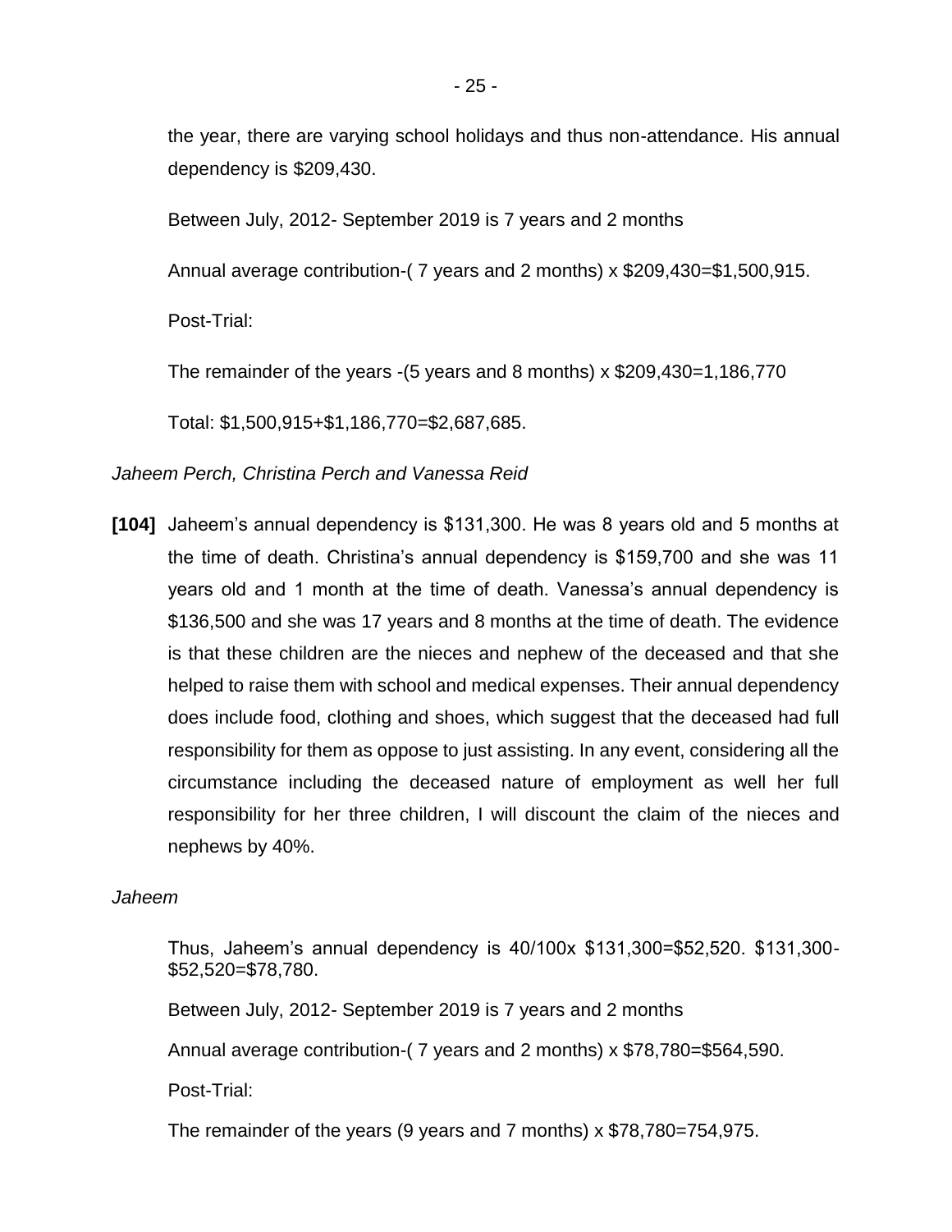the year, there are varying school holidays and thus non-attendance. His annual dependency is $209,430.

Between July, 2012- September 2019 is 7 years and 2 months

Annual average contribution-( 7 years and 2 months) x $209,430=$1,500,915.

Post-Trial:

The remainder of the years -(5 years and 8 months) x $209,430=1,186,770

Total: $1,500,915+$1,186,770=$2,687,685.

*Jaheem Perch, Christina Perch and Vanessa Reid*

**[104]** Jaheem's annual dependency is $131,300. He was 8 years old and 5 months at the time of death. Christina's annual dependency is $159,700 and she was 11 years old and 1 month at the time of death. Vanessa's annual dependency is $136,500 and she was 17 years and 8 months at the time of death. The evidence is that these children are the nieces and nephew of the deceased and that she helped to raise them with school and medical expenses. Their annual dependency does include food, clothing and shoes, which suggest that the deceased had full responsibility for them as oppose to just assisting. In any event, considering all the circumstance including the deceased nature of employment as well her full responsibility for her three children, I will discount the claim of the nieces and nephews by 40%.

*Jaheem*

Thus, Jaheem's annual dependency is 40/100x $131,300=$52,520. $131,300-$52,520=$78,780.

Between July, 2012- September 2019 is 7 years and 2 months

Annual average contribution-( 7 years and 2 months) x $78,780=$564,590.

Post-Trial:

The remainder of the years (9 years and 7 months) x $78,780=754,975.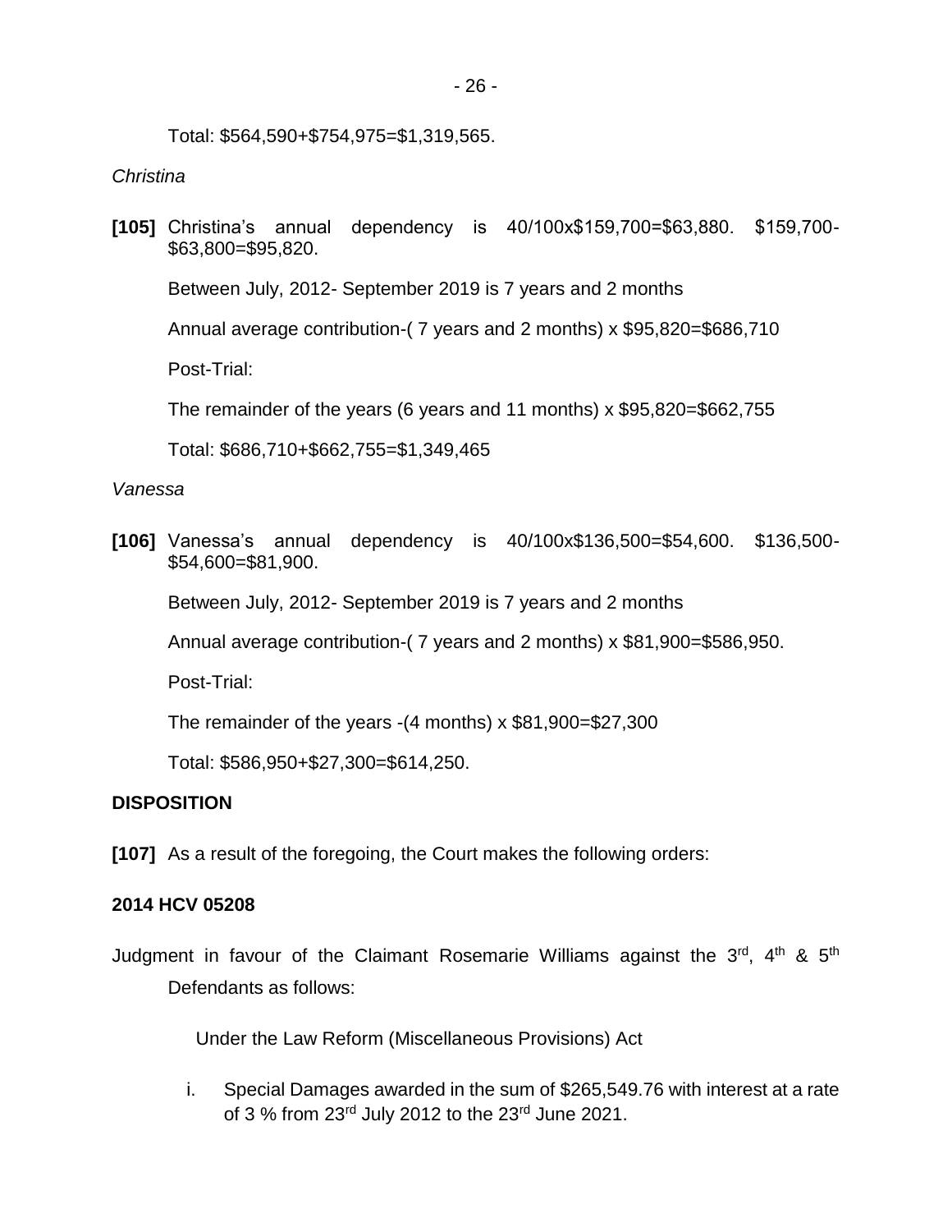Total: $564,590+$754,975=$1,319,565.

*Christina*

**[105]** Christina's annual dependency is 40/100x$159,700=$63,880. $159,700-$63,800=$95,820.

Between July, 2012- September 2019 is 7 years and 2 months

Annual average contribution-( 7 years and 2 months) x $95,820=$686,710

Post-Trial:

The remainder of the years (6 years and 11 months) x $95,820=$662,755

Total: $686,710+$662,755=$1,349,465

*Vanessa*

**[106]** Vanessa's annual dependency is 40/100x$136,500=$54,600. $136,500-$54,600=$81,900.

Between July, 2012- September 2019 is 7 years and 2 months

Annual average contribution-( 7 years and 2 months) x $81,900=$586,950.

Post-Trial:

The remainder of the years -(4 months) x $81,900=$27,300

Total: $586,950+$27,300=$614,250.

## DISPOSITION

**[107]** As a result of the foregoing, the Court makes the following orders:

### 2014 HCV 05208

Judgment in favour of the Claimant Rosemarie Williams against the 3rd, 4th & 5th Defendants as follows:

Under the Law Reform (Miscellaneous Provisions) Act

i. Special Damages awarded in the sum of $265,549.76 with interest at a rate of 3 % from 23rd July 2012 to the 23rd June 2021.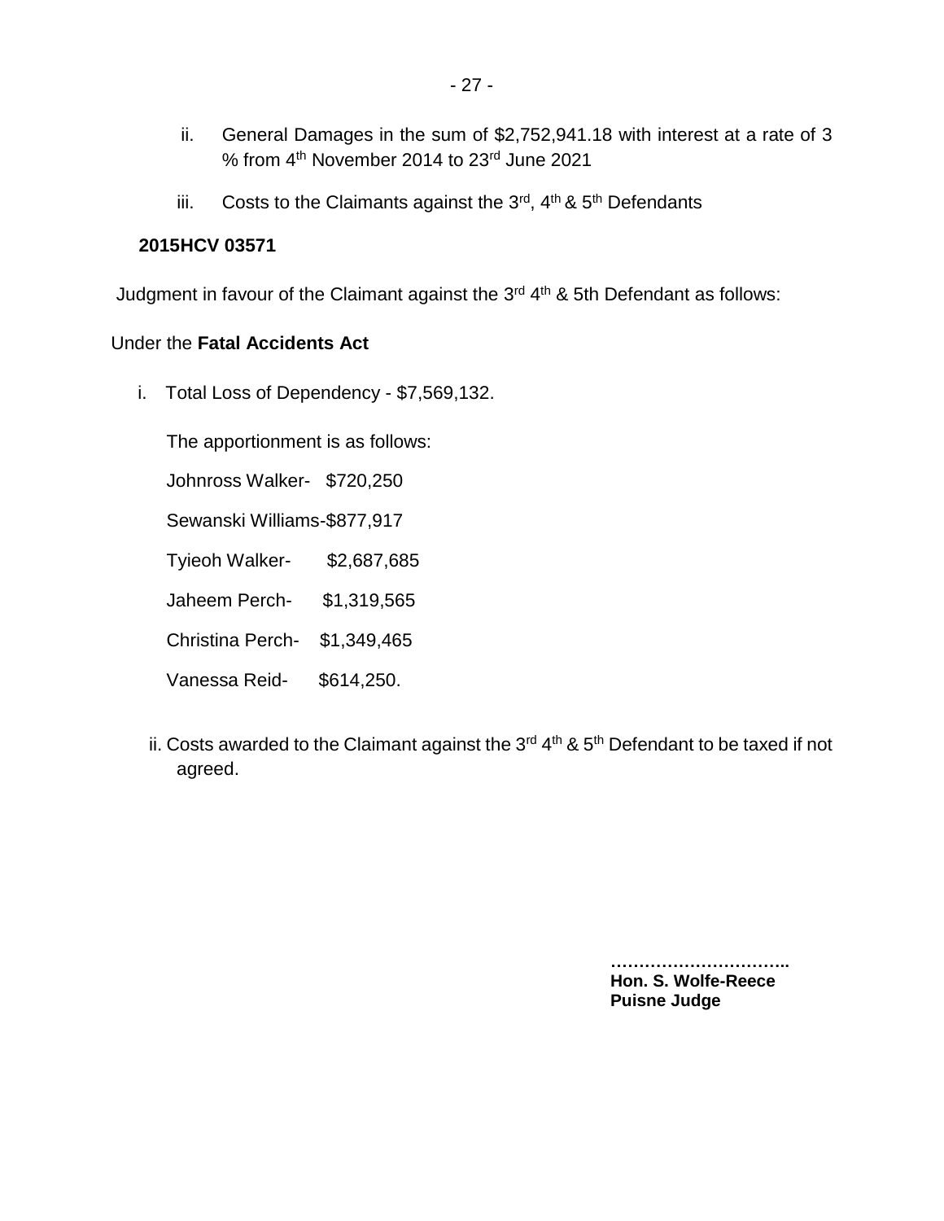ii. General Damages in the sum of $2,752,941.18 with interest at a rate of 3 % from 4th November 2014 to 23rd June 2021

iii. Costs to the Claimants against the 3rd, 4th & 5th Defendants

**2015HCV 03571**

Judgment in favour of the Claimant against the 3rd 4th & 5th Defendant as follows:

Under the **Fatal Accidents Act**

i. Total Loss of Dependency - $7,569,132.

The apportionment is as follows:

Johnross Walker- $720,250

Sewanski Williams-$877,917

Tyieoh Walker- $2,687,685

Jaheem Perch- $1,319,565

Christina Perch- $1,349,465

Vanessa Reid- $614,250.

ii. Costs awarded to the Claimant against the 3rd 4th & 5th Defendant to be taxed if not agreed.

…………………………..
**Hon. S. Wolfe-Reece**
**Puisne Judge**